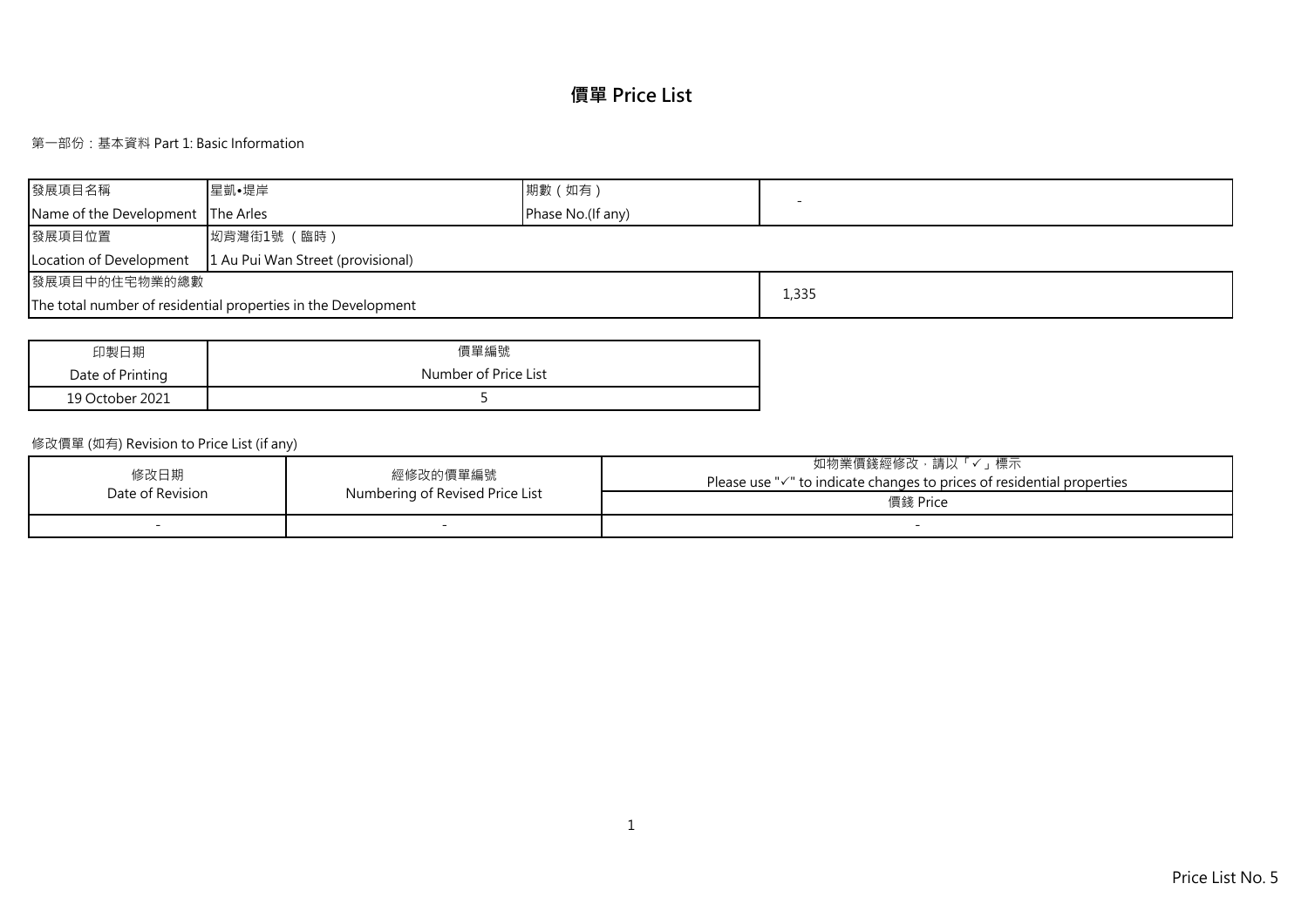# 價單 Price List

第一部份：基本資料 Part 1: Basic Information

| 發展項目名稱 Name of the Development | 星凱•堤岸 The Arles | 期數（如有） Phase No.(If any) | - |
|---|---|---|---|
| 發展項目位置 Location of Development | 坳背灣街1號（臨時） 1 Au Pui Wan Street (provisional) | | |
| 發展項目中的住宅物業的總數 The total number of residential properties in the Development | | | 1,335 |

| 印製日期 Date of Printing | 價單編號 Number of Price List |
|---|---|
| 19 October 2021 | 5 |

修改價單 (如有) Revision to Price List (if any)

| 修改日期 Date of Revision | 經修改的價單編號 Numbering of Revised Price List | 如物業價錢經修改，請以「✓」標示 Please use "✓" to indicate changes to prices of residential properties |
|---|---|---|
| | | 價錢 Price |
| - | - | - |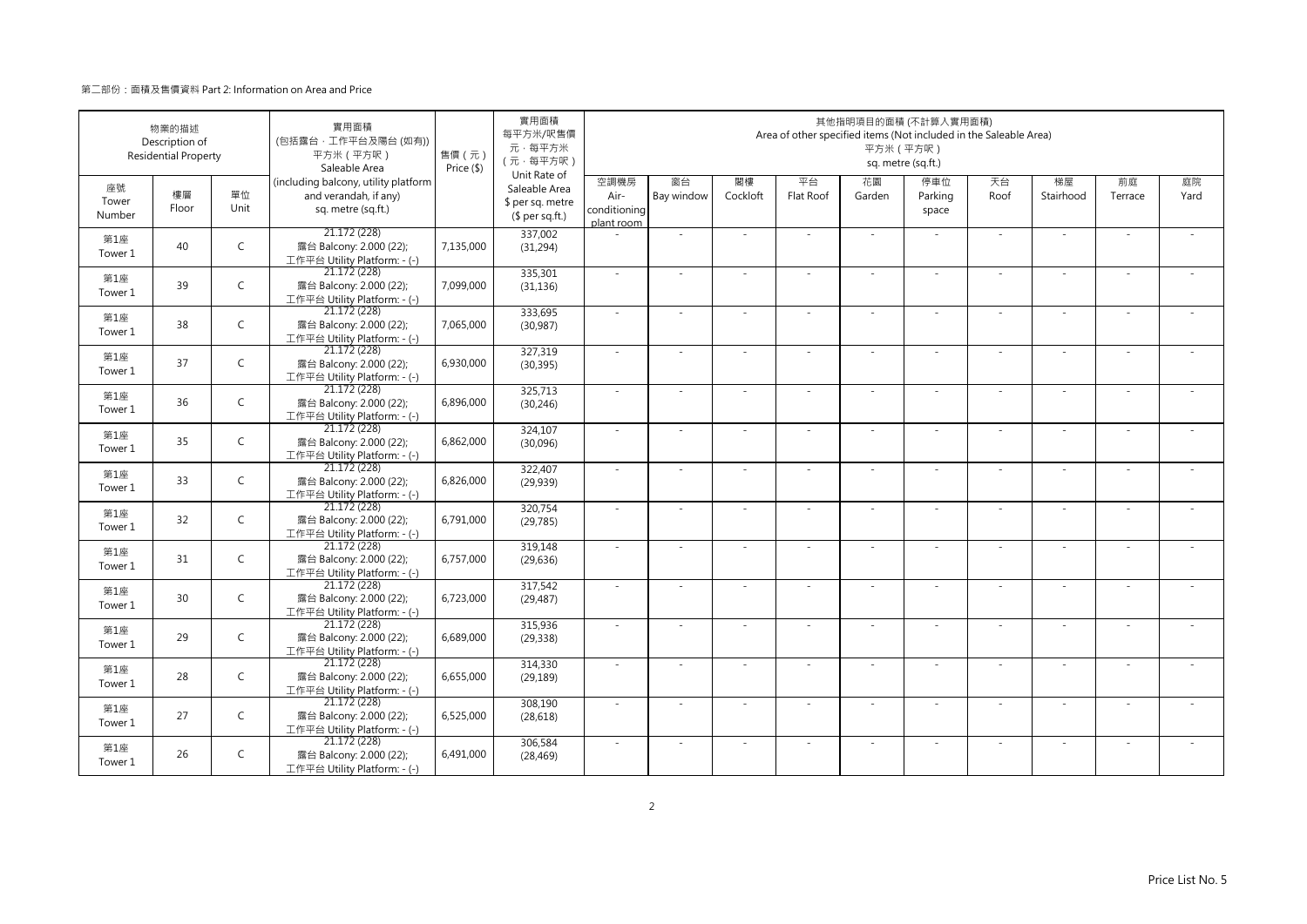第二部份：面積及售價資料 Part 2: Information on Area and Price

| 物業的描述 Description of Residential Property | | | 實用面積 (包括露台，工作平台及陽台 (如有)) 平方米（平方呎） Saleable Area | 售價（元） Price ($) | 實用面積 每平方米/呎售價 元，每平方米 （元，每平方呎） Unit Rate of Saleable Area $ per sq. metre ($ per sq.ft.) | 其他指明項目的面積 (不計算入實用面積) Area of other specified items (Not included in the Saleable Area) 平方米（平方呎） sq. metre (sq.ft.) | | | | | | | | | |
|---|---|---|---|---|---|---|---|---|---|---|---|---|---|---|---|
| 座號 Tower Number | 樓層 Floor | 單位 Unit | (including balcony, utility platform and verandah, if any) sq. metre (sq.ft.) | | | 空調機房 Air-conditioning plant room | 窗台 Bay window | 閣樓 Cockloft | 平台 Flat Roof | 花園 Garden | 停車位 Parking space | 天台 Roof | 梯屋 Stairhood | 前庭 Terrace | 庭院 Yard |
| 第1座 Tower 1 | 40 | C | 21.172 (228) 露台 Balcony: 2.000 (22); 工作平台 Utility Platform: - (-) | 7,135,000 | 337,002 (31,294) | - | - | - | - | - | - | - | - | - | - |
| 第1座 Tower 1 | 39 | C | 21.172 (228) 露台 Balcony: 2.000 (22); 工作平台 Utility Platform: - (-) | 7,099,000 | 335,301 (31,136) | - | - | - | - | - | - | - | - | - | - |
| 第1座 Tower 1 | 38 | C | 21.172 (228) 露台 Balcony: 2.000 (22); 工作平台 Utility Platform: - (-) | 7,065,000 | 333,695 (30,987) | - | - | - | - | - | - | - | - | - | - |
| 第1座 Tower 1 | 37 | C | 21.172 (228) 露台 Balcony: 2.000 (22); 工作平台 Utility Platform: - (-) | 6,930,000 | 327,319 (30,395) | - | - | - | - | - | - | - | - | - | - |
| 第1座 Tower 1 | 36 | C | 21.172 (228) 露台 Balcony: 2.000 (22); 工作平台 Utility Platform: - (-) | 6,896,000 | 325,713 (30,246) | - | - | - | - | - | - | - | - | - | - |
| 第1座 Tower 1 | 35 | C | 21.172 (228) 露台 Balcony: 2.000 (22); 工作平台 Utility Platform: - (-) | 6,862,000 | 324,107 (30,096) | - | - | - | - | - | - | - | - | - | - |
| 第1座 Tower 1 | 33 | C | 21.172 (228) 露台 Balcony: 2.000 (22); 工作平台 Utility Platform: - (-) | 6,826,000 | 322,407 (29,939) | - | - | - | - | - | - | - | - | - | - |
| 第1座 Tower 1 | 32 | C | 21.172 (228) 露台 Balcony: 2.000 (22); 工作平台 Utility Platform: - (-) | 6,791,000 | 320,754 (29,785) | - | - | - | - | - | - | - | - | - | - |
| 第1座 Tower 1 | 31 | C | 21.172 (228) 露台 Balcony: 2.000 (22); 工作平台 Utility Platform: - (-) | 6,757,000 | 319,148 (29,636) | - | - | - | - | - | - | - | - | - | - |
| 第1座 Tower 1 | 30 | C | 21.172 (228) 露台 Balcony: 2.000 (22); 工作平台 Utility Platform: - (-) | 6,723,000 | 317,542 (29,487) | - | - | - | - | - | - | - | - | - | - |
| 第1座 Tower 1 | 29 | C | 21.172 (228) 露台 Balcony: 2.000 (22); 工作平台 Utility Platform: - (-) | 6,689,000 | 315,936 (29,338) | - | - | - | - | - | - | - | - | - | - |
| 第1座 Tower 1 | 28 | C | 21.172 (228) 露台 Balcony: 2.000 (22); 工作平台 Utility Platform: - (-) | 6,655,000 | 314,330 (29,189) | - | - | - | - | - | - | - | - | - | - |
| 第1座 Tower 1 | 27 | C | 21.172 (228) 露台 Balcony: 2.000 (22); 工作平台 Utility Platform: - (-) | 6,525,000 | 308,190 (28,618) | - | - | - | - | - | - | - | - | - | - |
| 第1座 Tower 1 | 26 | C | 21.172 (228) 露台 Balcony: 2.000 (22); 工作平台 Utility Platform: - (-) | 6,491,000 | 306,584 (28,469) | - | - | - | - | - | - | - | - | - | - |

Price List No. 5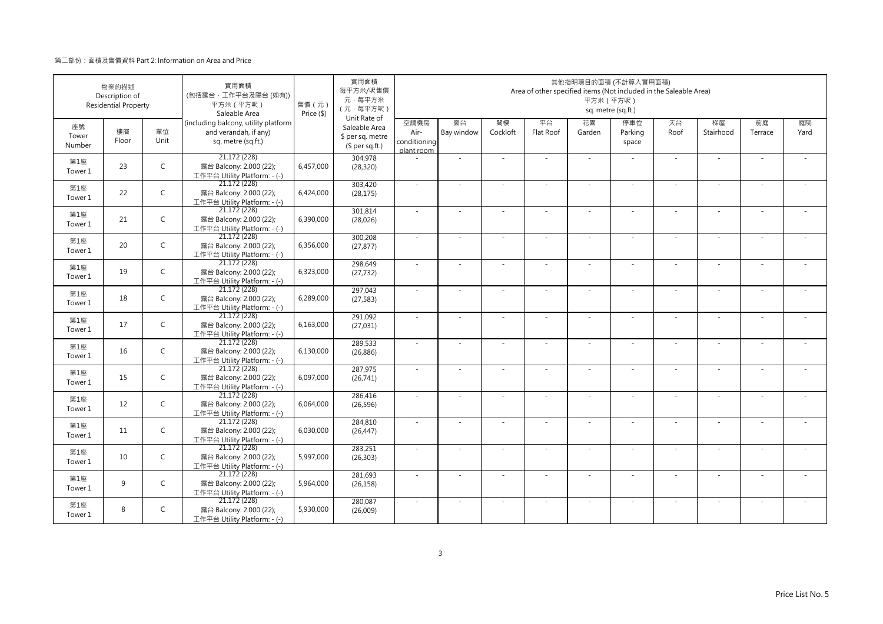第二部份：面積及售價資料 Part 2: Information on Area and Price

| 物業的描述 Description of Residential Property | | | 實用面積 (包括露台．工作平台及陽台 (如有)) 平方米（平方呎） Saleable Area (including balcony, utility platform and verandah, if any) sq. metre (sq.ft.) | 售價（元） Price ($) | 實用面積 每平方米/呎售價 元．每平方米 （元．每平方呎） Unit Rate of Saleable Area $ per sq. metre ($ per sq.ft.) | 其他指明項目的面積 (不計算入實用面積) Area of other specified items (Not included in the Saleable Area) 平方米（平方呎） sq. metre (sq.ft.) | | | | | | | | | |
|---|---|---|---|---|---|---|---|---|---|---|---|---|---|---|---|
| 座號 Tower Number | 樓層 Floor | 單位 Unit | | | | 空調機房 Air-conditioning plant room | 窗台 Bay window | 閣樓 Cockloft | 平台 Flat Roof | 花園 Garden | 停車位 Parking space | 天台 Roof | 梯屋 Stairhood | 前庭 Terrace | 庭院 Yard |
| 第1座 Tower 1 | 23 | C | 21.172 (228) 露台 Balcony: 2.000 (22); 工作平台 Utility Platform: - (-) | 6,457,000 | 304,978 (28,320) | - | - | - | - | - | - | - | - | - | - |
| 第1座 Tower 1 | 22 | C | 21.172 (228) 露台 Balcony: 2.000 (22); 工作平台 Utility Platform: - (-) | 6,424,000 | 303,420 (28,175) | - | - | - | - | - | - | - | - | - | - |
| 第1座 Tower 1 | 21 | C | 21.172 (228) 露台 Balcony: 2.000 (22); 工作平台 Utility Platform: - (-) | 6,390,000 | 301,814 (28,026) | - | - | - | - | - | - | - | - | - | - |
| 第1座 Tower 1 | 20 | C | 21.172 (228) 露台 Balcony: 2.000 (22); 工作平台 Utility Platform: - (-) | 6,356,000 | 300,208 (27,877) | - | - | - | - | - | - | - | - | - | - |
| 第1座 Tower 1 | 19 | C | 21.172 (228) 露台 Balcony: 2.000 (22); 工作平台 Utility Platform: - (-) | 6,323,000 | 298,649 (27,732) | - | - | - | - | - | - | - | - | - | - |
| 第1座 Tower 1 | 18 | C | 21.172 (228) 露台 Balcony: 2.000 (22); 工作平台 Utility Platform: - (-) | 6,289,000 | 297,043 (27,583) | - | - | - | - | - | - | - | - | - | - |
| 第1座 Tower 1 | 17 | C | 21.172 (228) 露台 Balcony: 2.000 (22); 工作平台 Utility Platform: - (-) | 6,163,000 | 291,092 (27,031) | - | - | - | - | - | - | - | - | - | - |
| 第1座 Tower 1 | 16 | C | 21.172 (228) 露台 Balcony: 2.000 (22); 工作平台 Utility Platform: - (-) | 6,130,000 | 289,533 (26,886) | - | - | - | - | - | - | - | - | - | - |
| 第1座 Tower 1 | 15 | C | 21.172 (228) 露台 Balcony: 2.000 (22); 工作平台 Utility Platform: - (-) | 6,097,000 | 287,975 (26,741) | - | - | - | - | - | - | - | - | - | - |
| 第1座 Tower 1 | 12 | C | 21.172 (228) 露台 Balcony: 2.000 (22); 工作平台 Utility Platform: - (-) | 6,064,000 | 286,416 (26,596) | - | - | - | - | - | - | - | - | - | - |
| 第1座 Tower 1 | 11 | C | 21.172 (228) 露台 Balcony: 2.000 (22); 工作平台 Utility Platform: - (-) | 6,030,000 | 284,810 (26,447) | - | - | - | - | - | - | - | - | - | - |
| 第1座 Tower 1 | 10 | C | 21.172 (228) 露台 Balcony: 2.000 (22); 工作平台 Utility Platform: - (-) | 5,997,000 | 283,251 (26,303) | - | - | - | - | - | - | - | - | - | - |
| 第1座 Tower 1 | 9 | C | 21.172 (228) 露台 Balcony: 2.000 (22); 工作平台 Utility Platform: - (-) | 5,964,000 | 281,693 (26,158) | - | - | - | - | - | - | - | - | - | - |
| 第1座 Tower 1 | 8 | C | 21.172 (228) 露台 Balcony: 2.000 (22); 工作平台 Utility Platform: - (-) | 5,930,000 | 280,087 (26,009) | - | - | - | - | - | - | - | - | - | - |

Price List No. 5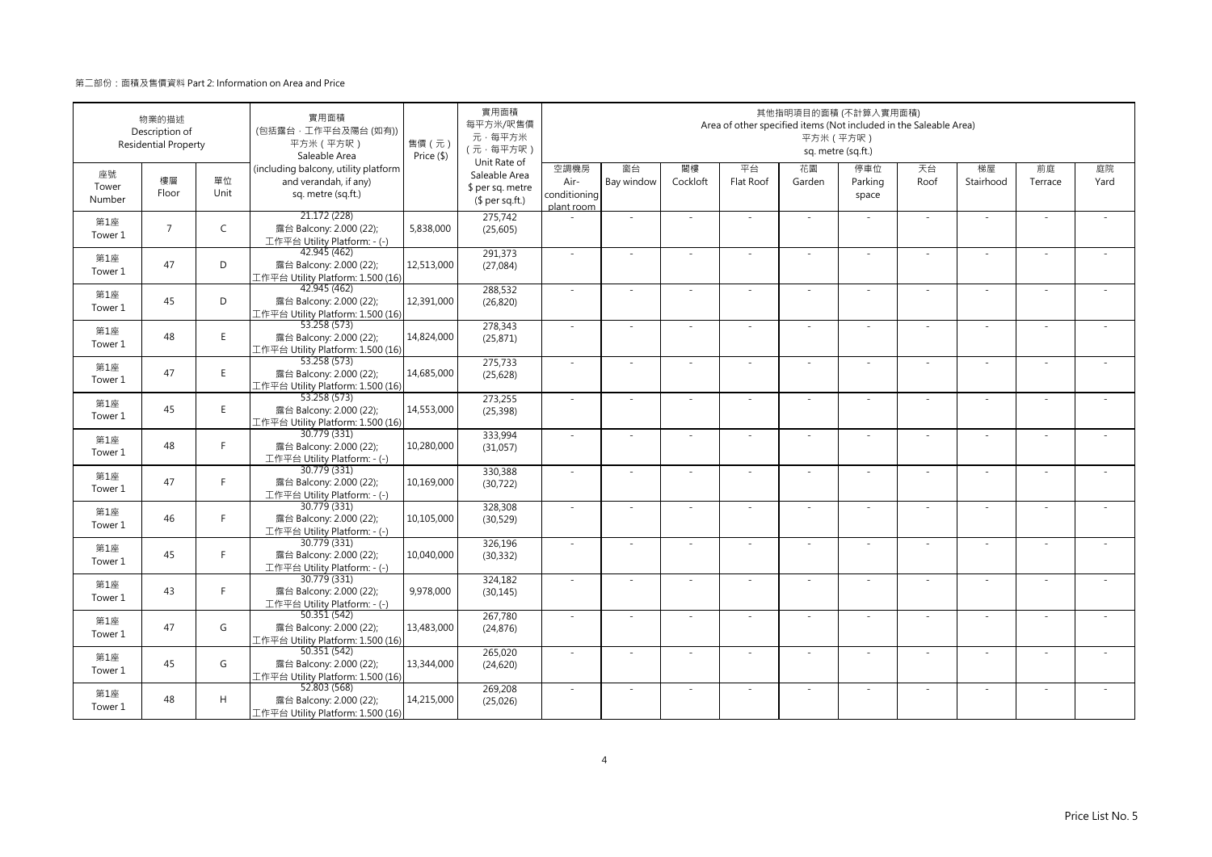第二部份：面積及售價資料 Part 2: Information on Area and Price

| 物業的描述 Description of Residential Property | | | 實用面積 (包括露台，工作平台及陽台 (如有)) 平方米（平方呎） Saleable Area (including balcony, utility platform and verandah, if any) sq. metre (sq.ft.) | 售價（元） Price ($) | 實用面積 每平方米/呎售價 元，每平方米 （元，每平方呎） Unit Rate of Saleable Area $ per sq. metre ($ per sq.ft.) | 其他指明項目的面積 (不計算入實用面積) Area of other specified items (Not included in the Saleable Area) 平方米（平方呎） sq. metre (sq.ft.) | | | | | | | | | |
|---|---|---|---|---|---|---|---|---|---|---|---|---|---|---|---|
| 座號 Tower Number | 樓層 Floor | 單位 Unit | | | | 空調機房 Air-conditioning plant room | 窗台 Bay window | 閣樓 Cockloft | 平台 Flat Roof | 花園 Garden | 停車位 Parking space | 天台 Roof | 梯屋 Stairhood | 前庭 Terrace | 庭院 Yard |
| 第1座 Tower 1 | 7 | C | 21.172 (228) 露台 Balcony: 2.000 (22); 工作平台 Utility Platform: - (-) | 5,838,000 | 275,742 (25,605) | - | - | - | - | - | - | - | - | - | - |
| 第1座 Tower 1 | 47 | D | 42.945 (462) 露台 Balcony: 2.000 (22); 工作平台 Utility Platform: 1.500 (16) | 12,513,000 | 291,373 (27,084) | - | - | - | - | - | - | - | - | - | - |
| 第1座 Tower 1 | 45 | D | 42.945 (462) 露台 Balcony: 2.000 (22); 工作平台 Utility Platform: 1.500 (16) | 12,391,000 | 288,532 (26,820) | - | - | - | - | - | - | - | - | - | - |
| 第1座 Tower 1 | 48 | E | 53.258 (573) 露台 Balcony: 2.000 (22); 工作平台 Utility Platform: 1.500 (16) | 14,824,000 | 278,343 (25,871) | - | - | - | - | - | - | - | - | - | - |
| 第1座 Tower 1 | 47 | E | 53.258 (573) 露台 Balcony: 2.000 (22); 工作平台 Utility Platform: 1.500 (16) | 14,685,000 | 275,733 (25,628) | - | - | - | - | - | - | - | - | - | - |
| 第1座 Tower 1 | 45 | E | 53.258 (573) 露台 Balcony: 2.000 (22); 工作平台 Utility Platform: 1.500 (16) | 14,553,000 | 273,255 (25,398) | - | - | - | - | - | - | - | - | - | - |
| 第1座 Tower 1 | 48 | F | 30.779 (331) 露台 Balcony: 2.000 (22); 工作平台 Utility Platform: - (-) | 10,280,000 | 333,994 (31,057) | - | - | - | - | - | - | - | - | - | - |
| 第1座 Tower 1 | 47 | F | 30.779 (331) 露台 Balcony: 2.000 (22); 工作平台 Utility Platform: - (-) | 10,169,000 | 330,388 (30,722) | - | - | - | - | - | - | - | - | - | - |
| 第1座 Tower 1 | 46 | F | 30.779 (331) 露台 Balcony: 2.000 (22); 工作平台 Utility Platform: - (-) | 10,105,000 | 328,308 (30,529) | - | - | - | - | - | - | - | - | - | - |
| 第1座 Tower 1 | 45 | F | 30.779 (331) 露台 Balcony: 2.000 (22); 工作平台 Utility Platform: - (-) | 10,040,000 | 326,196 (30,332) | - | - | - | - | - | - | - | - | - | - |
| 第1座 Tower 1 | 43 | F | 30.779 (331) 露台 Balcony: 2.000 (22); 工作平台 Utility Platform: - (-) | 9,978,000 | 324,182 (30,145) | - | - | - | - | - | - | - | - | - | - |
| 第1座 Tower 1 | 47 | G | 50.351 (542) 露台 Balcony: 2.000 (22); 工作平台 Utility Platform: 1.500 (16) | 13,483,000 | 267,780 (24,876) | - | - | - | - | - | - | - | - | - | - |
| 第1座 Tower 1 | 45 | G | 50.351 (542) 露台 Balcony: 2.000 (22); 工作平台 Utility Platform: 1.500 (16) | 13,344,000 | 265,020 (24,620) | - | - | - | - | - | - | - | - | - | - |
| 第1座 Tower 1 | 48 | H | 52.803 (568) 露台 Balcony: 2.000 (22); 工作平台 Utility Platform: 1.500 (16) | 14,215,000 | 269,208 (25,026) | - | - | - | - | - | - | - | - | - | - |

Price List No. 5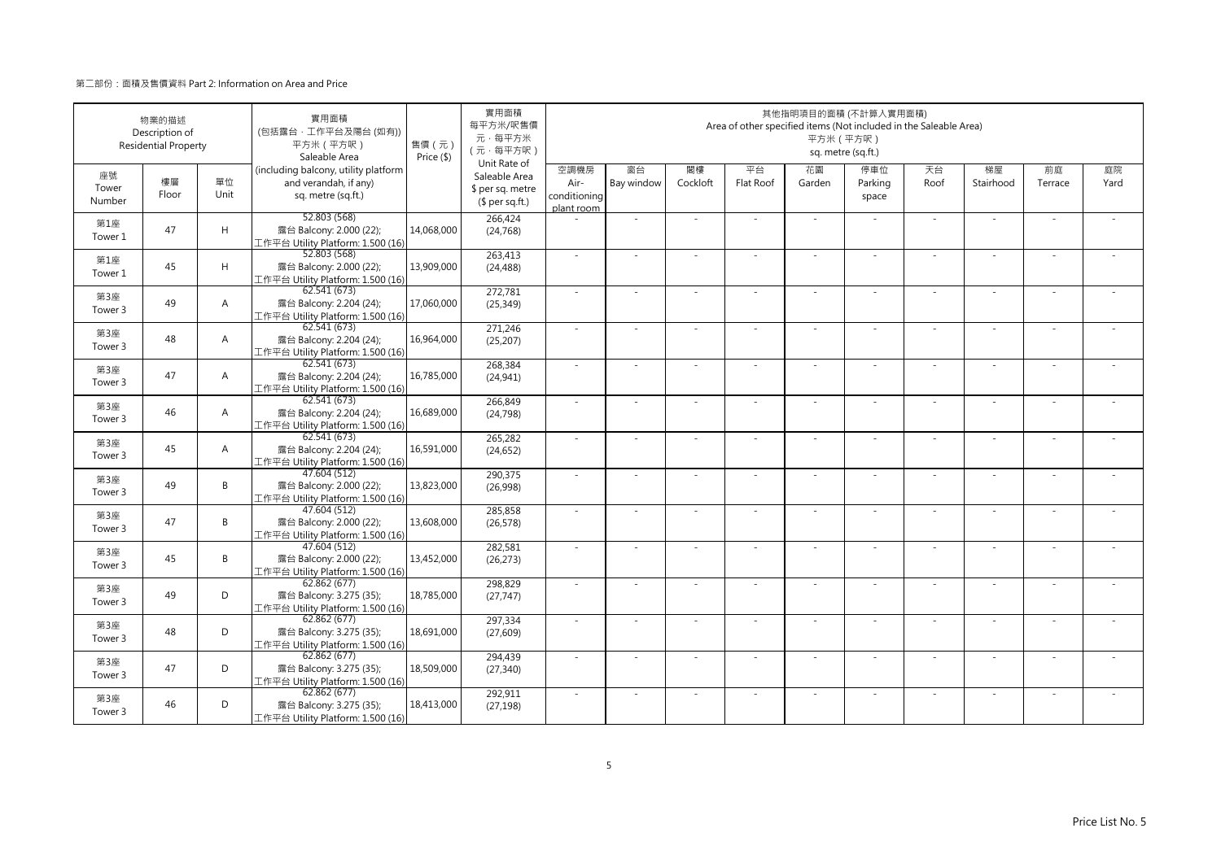第二部份：面積及售價資料 Part 2: Information on Area and Price

| 物業的描述 Description of Residential Property | | | 實用面積 (包括露台，工作平台及陽台 (如有)) 平方米（平方呎） Saleable Area (including balcony, utility platform and verandah, if any) sq. metre (sq.ft.) | 售價（元） Price ($) | 實用面積 每平方米/呎售價 元，每平方米 (元，每平方呎) Unit Rate of Saleable Area $ per sq. metre ($ per sq.ft.) | 其他指明項目的面積 (不計算入實用面積) Area of other specified items (Not included in the Saleable Area) 平方米（平方呎） sq. metre (sq.ft.) | | | | | | | | | |
|---|---|---|---|---|---|---|---|---|---|---|---|---|---|---|---|
| 座號 Tower Number | 樓層 Floor | 單位 Unit | | | | 空調機房 Air-conditioning plant room | 窗台 Bay window | 閣樓 Cockloft | 平台 Flat Roof | 花園 Garden | 停車位 Parking space | 天台 Roof | 梯屋 Stairhood | 前庭 Terrace | 庭院 Yard |
| 第1座 Tower 1 | 47 | H | 52.803 (568) 露台 Balcony: 2.000 (22); 工作平台 Utility Platform: 1.500 (16) | 14,068,000 | 266,424 (24,768) | - | - | - | - | - | - | - | - | - | - |
| 第1座 Tower 1 | 45 | H | 52.803 (568) 露台 Balcony: 2.000 (22); 工作平台 Utility Platform: 1.500 (16) | 13,909,000 | 263,413 (24,488) | - | - | - | - | - | - | - | - | - | - |
| 第3座 Tower 3 | 49 | A | 62.541 (673) 露台 Balcony: 2.204 (24); 工作平台 Utility Platform: 1.500 (16) | 17,060,000 | 272,781 (25,349) | - | - | - | - | - | - | - | - | - | - |
| 第3座 Tower 3 | 48 | A | 62.541 (673) 露台 Balcony: 2.204 (24); 工作平台 Utility Platform: 1.500 (16) | 16,964,000 | 271,246 (25,207) | - | - | - | - | - | - | - | - | - | - |
| 第3座 Tower 3 | 47 | A | 62.541 (673) 露台 Balcony: 2.204 (24); 工作平台 Utility Platform: 1.500 (16) | 16,785,000 | 268,384 (24,941) | - | - | - | - | - | - | - | - | - | - |
| 第3座 Tower 3 | 46 | A | 62.541 (673) 露台 Balcony: 2.204 (24); 工作平台 Utility Platform: 1.500 (16) | 16,689,000 | 266,849 (24,798) | - | - | - | - | - | - | - | - | - | - |
| 第3座 Tower 3 | 45 | A | 62.541 (673) 露台 Balcony: 2.204 (24); 工作平台 Utility Platform: 1.500 (16) | 16,591,000 | 265,282 (24,652) | - | - | - | - | - | - | - | - | - | - |
| 第3座 Tower 3 | 49 | B | 47.604 (512) 露台 Balcony: 2.000 (22); 工作平台 Utility Platform: 1.500 (16) | 13,823,000 | 290,375 (26,998) | - | - | - | - | - | - | - | - | - | - |
| 第3座 Tower 3 | 47 | B | 47.604 (512) 露台 Balcony: 2.000 (22); 工作平台 Utility Platform: 1.500 (16) | 13,608,000 | 285,858 (26,578) | - | - | - | - | - | - | - | - | - | - |
| 第3座 Tower 3 | 45 | B | 47.604 (512) 露台 Balcony: 2.000 (22); 工作平台 Utility Platform: 1.500 (16) | 13,452,000 | 282,581 (26,273) | - | - | - | - | - | - | - | - | - | - |
| 第3座 Tower 3 | 49 | D | 62.862 (677) 露台 Balcony: 3.275 (35); 工作平台 Utility Platform: 1.500 (16) | 18,785,000 | 298,829 (27,747) | - | - | - | - | - | - | - | - | - | - |
| 第3座 Tower 3 | 48 | D | 62.862 (677) 露台 Balcony: 3.275 (35); 工作平台 Utility Platform: 1.500 (16) | 18,691,000 | 297,334 (27,609) | - | - | - | - | - | - | - | - | - | - |
| 第3座 Tower 3 | 47 | D | 62.862 (677) 露台 Balcony: 3.275 (35); 工作平台 Utility Platform: 1.500 (16) | 18,509,000 | 294,439 (27,340) | - | - | - | - | - | - | - | - | - | - |
| 第3座 Tower 3 | 46 | D | 62.862 (677) 露台 Balcony: 3.275 (35); 工作平台 Utility Platform: 1.500 (16) | 18,413,000 | 292,911 (27,198) | - | - | - | - | - | - | - | - | - | - |

Price List No. 5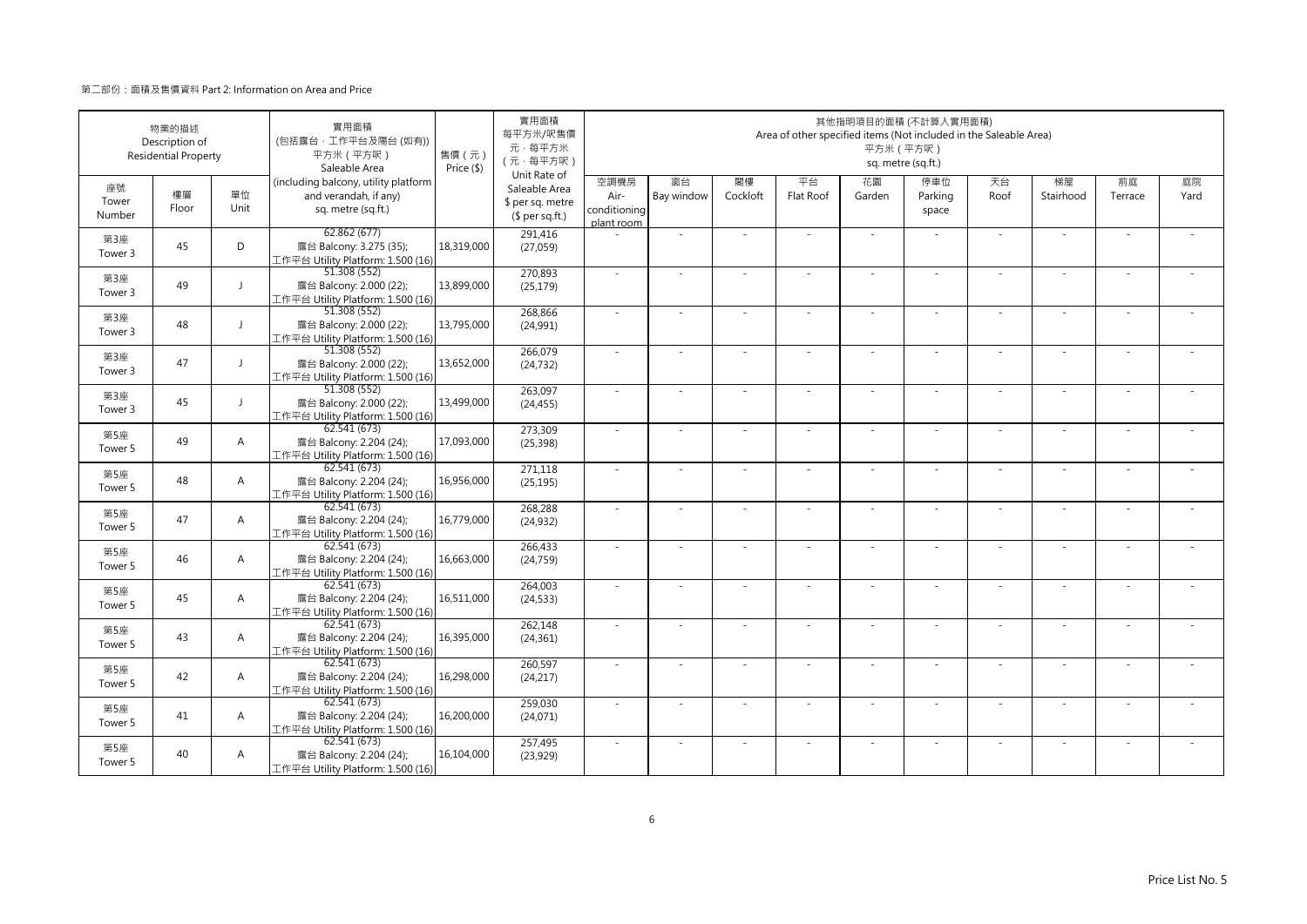第二部份：面積及售價資料 Part 2: Information on Area and Price

| 物業的描述 Description of Residential Property | | | 實用面積 (包括露台，工作平台及陽台 (如有)) 平方米（平方呎） Saleable Area (including balcony, utility platform and verandah, if any) sq. metre (sq.ft.) | 售價（元） Price ($) | 實用面積 每平方米/呎售價 元，每平方米 (元，每平方呎) Unit Rate of Saleable Area $ per sq. metre ($ per sq.ft.) | 其他指明項目的面積 (不計算入實用面積) Area of other specified items (Not included in the Saleable Area) 平方米（平方呎） sq. metre (sq.ft.) | | | | | | | | | |
|---|---|---|---|---|---|---|---|---|---|---|---|---|---|---|---|
| 座號 Tower Number | 樓層 Floor | 單位 Unit | | | | 空調機房 Air-conditioning plant room | 窗台 Bay window | 閣樓 Cockloft | 平台 Flat Roof | 花園 Garden | 停車位 Parking space | 天台 Roof | 梯屋 Stairhood | 前庭 Terrace | 庭院 Yard |
| 第3座 Tower 3 | 45 | D | 62.862 (677) 露台 Balcony: 3.275 (35); 工作平台 Utility Platform: 1.500 (16) | 18,319,000 | 291,416 (27,059) | - | - | - | - | - | - | - | - | - | - |
| 第3座 Tower 3 | 49 | J | 51.308 (552) 露台 Balcony: 2.000 (22); 工作平台 Utility Platform: 1.500 (16) | 13,899,000 | 270,893 (25,179) | - | - | - | - | - | - | - | - | - | - |
| 第3座 Tower 3 | 48 | J | 51.308 (552) 露台 Balcony: 2.000 (22); 工作平台 Utility Platform: 1.500 (16) | 13,795,000 | 268,866 (24,991) | - | - | - | - | - | - | - | - | - | - |
| 第3座 Tower 3 | 47 | J | 51.308 (552) 露台 Balcony: 2.000 (22); 工作平台 Utility Platform: 1.500 (16) | 13,652,000 | 266,079 (24,732) | - | - | - | - | - | - | - | - | - | - |
| 第3座 Tower 3 | 45 | J | 51.308 (552) 露台 Balcony: 2.000 (22); 工作平台 Utility Platform: 1.500 (16) | 13,499,000 | 263,097 (24,455) | - | - | - | - | - | - | - | - | - | - |
| 第5座 Tower 5 | 49 | A | 62.541 (673) 露台 Balcony: 2.204 (24); 工作平台 Utility Platform: 1.500 (16) | 17,093,000 | 273,309 (25,398) | - | - | - | - | - | - | - | - | - | - |
| 第5座 Tower 5 | 48 | A | 62.541 (673) 露台 Balcony: 2.204 (24); 工作平台 Utility Platform: 1.500 (16) | 16,956,000 | 271,118 (25,195) | - | - | - | - | - | - | - | - | - | - |
| 第5座 Tower 5 | 47 | A | 62.541 (673) 露台 Balcony: 2.204 (24); 工作平台 Utility Platform: 1.500 (16) | 16,779,000 | 268,288 (24,932) | - | - | - | - | - | - | - | - | - | - |
| 第5座 Tower 5 | 46 | A | 62.541 (673) 露台 Balcony: 2.204 (24); 工作平台 Utility Platform: 1.500 (16) | 16,663,000 | 266,433 (24,759) | - | - | - | - | - | - | - | - | - | - |
| 第5座 Tower 5 | 45 | A | 62.541 (673) 露台 Balcony: 2.204 (24); 工作平台 Utility Platform: 1.500 (16) | 16,511,000 | 264,003 (24,533) | - | - | - | - | - | - | - | - | - | - |
| 第5座 Tower 5 | 43 | A | 62.541 (673) 露台 Balcony: 2.204 (24); 工作平台 Utility Platform: 1.500 (16) | 16,395,000 | 262,148 (24,361) | - | - | - | - | - | - | - | - | - | - |
| 第5座 Tower 5 | 42 | A | 62.541 (673) 露台 Balcony: 2.204 (24); 工作平台 Utility Platform: 1.500 (16) | 16,298,000 | 260,597 (24,217) | - | - | - | - | - | - | - | - | - | - |
| 第5座 Tower 5 | 41 | A | 62.541 (673) 露台 Balcony: 2.204 (24); 工作平台 Utility Platform: 1.500 (16) | 16,200,000 | 259,030 (24,071) | - | - | - | - | - | - | - | - | - | - |
| 第5座 Tower 5 | 40 | A | 62.541 (673) 露台 Balcony: 2.204 (24); 工作平台 Utility Platform: 1.500 (16) | 16,104,000 | 257,495 (23,929) | - | - | - | - | - | - | - | - | - | - |

Price List No. 5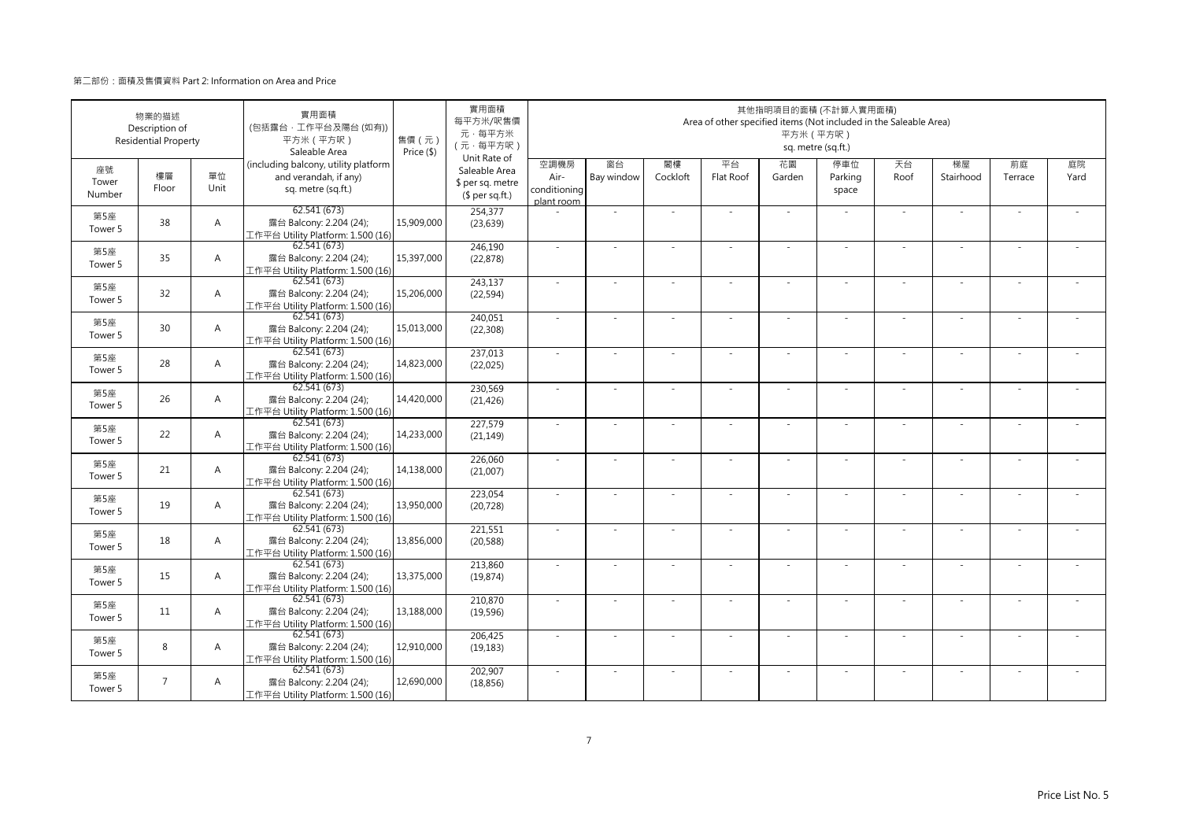第二部份：面積及售價資料 Part 2: Information on Area and Price

| 物業的描述 Description of Residential Property | | | 實用面積 (包括露台，工作平台及陽台 (如有)) 平方米（平方呎） Saleable Area (including balcony, utility platform and verandah, if any) sq. metre (sq.ft.) | 售價（元） Price ($) | 實用面積 每平方米/呎售價 元，每平方米 (元，每平方呎) Unit Rate of Saleable Area $ per sq. metre ($ per sq.ft.) | 其他指明項目的面積 (不計算入實用面積) Area of other specified items (Not included in the Saleable Area) 平方米（平方呎） sq. metre (sq.ft.) | | | | | | | | | |
|---|---|---|---|---|---|---|---|---|---|---|---|---|---|---|---|
| 座號 Tower Number | 樓層 Floor | 單位 Unit | | | | 空調機房 Air-conditioning plant room | 窗台 Bay window | 閣樓 Cockloft | 平台 Flat Roof | 花園 Garden | 停車位 Parking space | 天台 Roof | 梯屋 Stairhood | 前庭 Terrace | 庭院 Yard |
| 第5座 Tower 5 | 38 | A | 62.541 (673) 露台 Balcony: 2.204 (24); 工作平台 Utility Platform: 1.500 (16) | 15,909,000 | 254,377 (23,639) | - | - | - | - | - | - | - | - | - | - |
| 第5座 Tower 5 | 35 | A | 62.541 (673) 露台 Balcony: 2.204 (24); 工作平台 Utility Platform: 1.500 (16) | 15,397,000 | 246,190 (22,878) | - | - | - | - | - | - | - | - | - | - |
| 第5座 Tower 5 | 32 | A | 62.541 (673) 露台 Balcony: 2.204 (24); 工作平台 Utility Platform: 1.500 (16) | 15,206,000 | 243,137 (22,594) | - | - | - | - | - | - | - | - | - | - |
| 第5座 Tower 5 | 30 | A | 62.541 (673) 露台 Balcony: 2.204 (24); 工作平台 Utility Platform: 1.500 (16) | 15,013,000 | 240,051 (22,308) | - | - | - | - | - | - | - | - | - | - |
| 第5座 Tower 5 | 28 | A | 62.541 (673) 露台 Balcony: 2.204 (24); 工作平台 Utility Platform: 1.500 (16) | 14,823,000 | 237,013 (22,025) | - | - | - | - | - | - | - | - | - | - |
| 第5座 Tower 5 | 26 | A | 62.541 (673) 露台 Balcony: 2.204 (24); 工作平台 Utility Platform: 1.500 (16) | 14,420,000 | 230,569 (21,426) | - | - | - | - | - | - | - | - | - | - |
| 第5座 Tower 5 | 22 | A | 62.541 (673) 露台 Balcony: 2.204 (24); 工作平台 Utility Platform: 1.500 (16) | 14,233,000 | 227,579 (21,149) | - | - | - | - | - | - | - | - | - | - |
| 第5座 Tower 5 | 21 | A | 62.541 (673) 露台 Balcony: 2.204 (24); 工作平台 Utility Platform: 1.500 (16) | 14,138,000 | 226,060 (21,007) | - | - | - | - | - | - | - | - | - | - |
| 第5座 Tower 5 | 19 | A | 62.541 (673) 露台 Balcony: 2.204 (24); 工作平台 Utility Platform: 1.500 (16) | 13,950,000 | 223,054 (20,728) | - | - | - | - | - | - | - | - | - | - |
| 第5座 Tower 5 | 18 | A | 62.541 (673) 露台 Balcony: 2.204 (24); 工作平台 Utility Platform: 1.500 (16) | 13,856,000 | 221,551 (20,588) | - | - | - | - | - | - | - | - | - | - |
| 第5座 Tower 5 | 15 | A | 62.541 (673) 露台 Balcony: 2.204 (24); 工作平台 Utility Platform: 1.500 (16) | 13,375,000 | 213,860 (19,874) | - | - | - | - | - | - | - | - | - | - |
| 第5座 Tower 5 | 11 | A | 62.541 (673) 露台 Balcony: 2.204 (24); 工作平台 Utility Platform: 1.500 (16) | 13,188,000 | 210,870 (19,596) | - | - | - | - | - | - | - | - | - | - |
| 第5座 Tower 5 | 8 | A | 62.541 (673) 露台 Balcony: 2.204 (24); 工作平台 Utility Platform: 1.500 (16) | 12,910,000 | 206,425 (19,183) | - | - | - | - | - | - | - | - | - | - |
| 第5座 Tower 5 | 7 | A | 62.541 (673) 露台 Balcony: 2.204 (24); 工作平台 Utility Platform: 1.500 (16) | 12,690,000 | 202,907 (18,856) | - | - | - | - | - | - | - | - | - | - |

Price List No. 5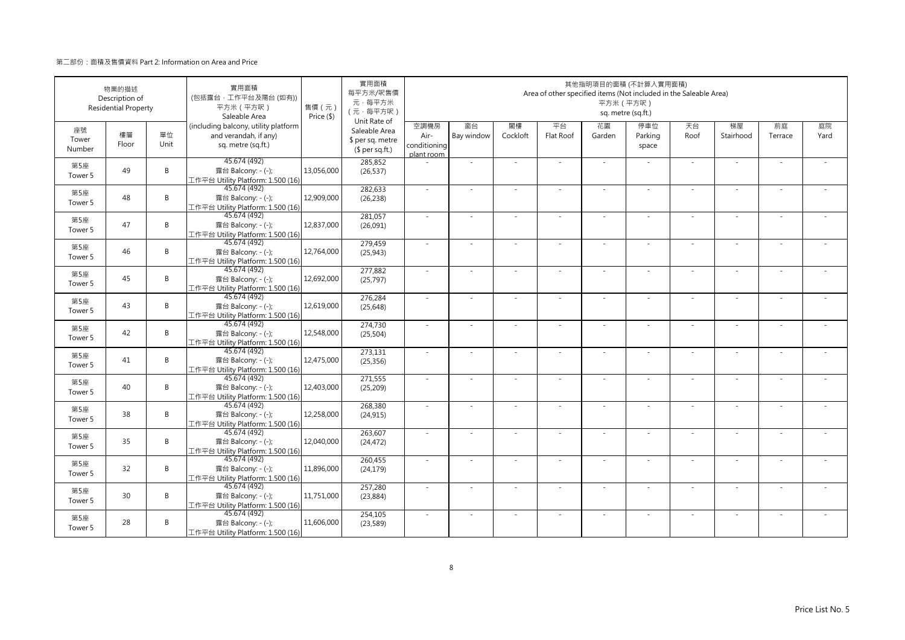第二部份：面積及售價資料 Part 2: Information on Area and Price

| 物業的描述 Description of Residential Property | | | 實用面積 (包括露台，工作平台及陽台 (如有)) 平方米（平方呎） Saleable Area (including balcony, utility platform and verandah, if any) sq. metre (sq.ft.) | 售價（元） Price ($) | 實用面積 每平方米/呎售價 元，每平方米 （元，每平方呎） Unit Rate of Saleable Area $ per sq. metre ($ per sq.ft.) | 其他指明項目的面積 (不計算入實用面積) Area of other specified items (Not included in the Saleable Area) 平方米（平方呎） sq. metre (sq.ft.) | | | | | | | | | |
|---|---|---|---|---|---|---|---|---|---|---|---|---|---|---|---|
| 座號 Tower Number | 樓層 Floor | 單位 Unit | | | | 空調機房 Air-conditioning plant room | 窗台 Bay window | 閣樓 Cockloft | 平台 Flat Roof | 花園 Garden | 停車位 Parking space | 天台 Roof | 梯屋 Stairhood | 前庭 Terrace | 庭院 Yard |
| 第5座 Tower 5 | 49 | B | 45.674 (492) 露台 Balcony: - (-); 工作平台 Utility Platform: 1.500 (16) | 13,056,000 | 285,852 (26,537) | - | - | - | - | - | - | - | - | - | - |
| 第5座 Tower 5 | 48 | B | 45.674 (492) 露台 Balcony: - (-); 工作平台 Utility Platform: 1.500 (16) | 12,909,000 | 282,633 (26,238) | - | - | - | - | - | - | - | - | - | - |
| 第5座 Tower 5 | 47 | B | 45.674 (492) 露台 Balcony: - (-); 工作平台 Utility Platform: 1.500 (16) | 12,837,000 | 281,057 (26,091) | - | - | - | - | - | - | - | - | - | - |
| 第5座 Tower 5 | 46 | B | 45.674 (492) 露台 Balcony: - (-); 工作平台 Utility Platform: 1.500 (16) | 12,764,000 | 279,459 (25,943) | - | - | - | - | - | - | - | - | - | - |
| 第5座 Tower 5 | 45 | B | 45.674 (492) 露台 Balcony: - (-); 工作平台 Utility Platform: 1.500 (16) | 12,692,000 | 277,882 (25,797) | - | - | - | - | - | - | - | - | - | - |
| 第5座 Tower 5 | 43 | B | 45.674 (492) 露台 Balcony: - (-); 工作平台 Utility Platform: 1.500 (16) | 12,619,000 | 276,284 (25,648) | - | - | - | - | - | - | - | - | - | - |
| 第5座 Tower 5 | 42 | B | 45.674 (492) 露台 Balcony: - (-); 工作平台 Utility Platform: 1.500 (16) | 12,548,000 | 274,730 (25,504) | - | - | - | - | - | - | - | - | - | - |
| 第5座 Tower 5 | 41 | B | 45.674 (492) 露台 Balcony: - (-); 工作平台 Utility Platform: 1.500 (16) | 12,475,000 | 273,131 (25,356) | - | - | - | - | - | - | - | - | - | - |
| 第5座 Tower 5 | 40 | B | 45.674 (492) 露台 Balcony: - (-); 工作平台 Utility Platform: 1.500 (16) | 12,403,000 | 271,555 (25,209) | - | - | - | - | - | - | - | - | - | - |
| 第5座 Tower 5 | 38 | B | 45.674 (492) 露台 Balcony: - (-); 工作平台 Utility Platform: 1.500 (16) | 12,258,000 | 268,380 (24,915) | - | - | - | - | - | - | - | - | - | - |
| 第5座 Tower 5 | 35 | B | 45.674 (492) 露台 Balcony: - (-); 工作平台 Utility Platform: 1.500 (16) | 12,040,000 | 263,607 (24,472) | - | - | - | - | - | - | - | - | - | - |
| 第5座 Tower 5 | 32 | B | 45.674 (492) 露台 Balcony: - (-); 工作平台 Utility Platform: 1.500 (16) | 11,896,000 | 260,455 (24,179) | - | - | - | - | - | - | - | - | - | - |
| 第5座 Tower 5 | 30 | B | 45.674 (492) 露台 Balcony: - (-); 工作平台 Utility Platform: 1.500 (16) | 11,751,000 | 257,280 (23,884) | - | - | - | - | - | - | - | - | - | - |
| 第5座 Tower 5 | 28 | B | 45.674 (492) 露台 Balcony: - (-); 工作平台 Utility Platform: 1.500 (16) | 11,606,000 | 254,105 (23,589) | - | - | - | - | - | - | - | - | - | - |

Price List No. 5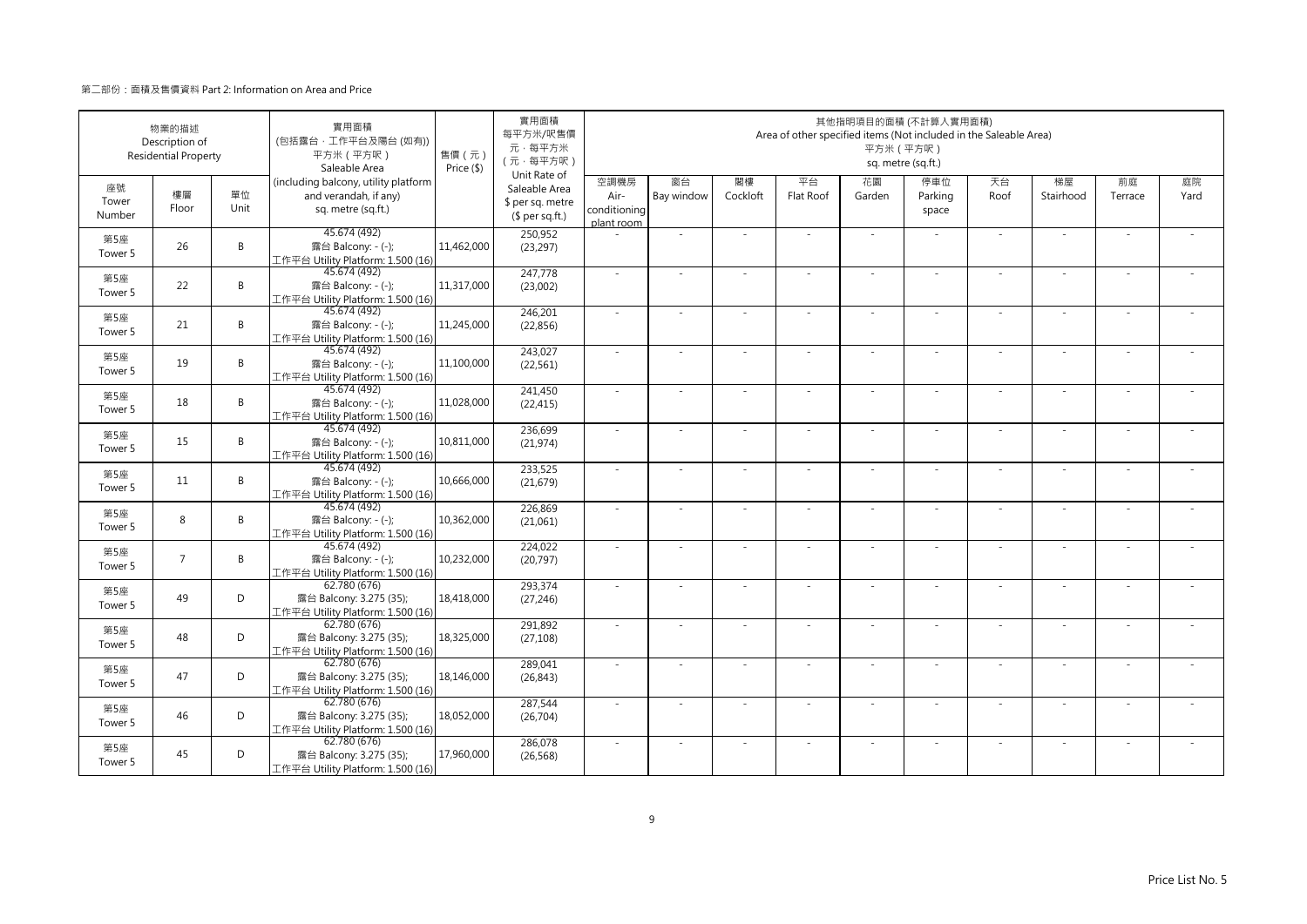第二部份：面積及售價資料 Part 2: Information on Area and Price

| 物業的描述 Description of Residential Property | | | 實用面積 (包括露台，工作平台及陽台 (如有)) 平方米（平方呎） Saleable Area (including balcony, utility platform and verandah, if any) sq. metre (sq.ft.) | 售價（元） Price ($) | 實用面積 每平方米/呎售價 元，每平方米 （元，每平方呎） Unit Rate of Saleable Area $ per sq. metre ($ per sq.ft.) | 其他指明項目的面積 (不計算入實用面積) Area of other specified items (Not included in the Saleable Area) 平方米（平方呎） sq. metre (sq.ft.) | | | | | | | | | |
|---|---|---|---|---|---|---|---|---|---|---|---|---|---|---|---|
| 座號 Tower Number | 樓層 Floor | 單位 Unit | | | | 空調機房 Air-conditioning plant room | 窗台 Bay window | 閣樓 Cockloft | 平台 Flat Roof | 花園 Garden | 停車位 Parking space | 天台 Roof | 梯屋 Stairhood | 前庭 Terrace | 庭院 Yard |
| 第5座 Tower 5 | 26 | B | 45.674 (492) 露台 Balcony: - (-); 工作平台 Utility Platform: 1.500 (16) | 11,462,000 | 250,952 (23,297) | - | - | - | - | - | - | - | - | - | - |
| 第5座 Tower 5 | 22 | B | 45.674 (492) 露台 Balcony: - (-); 工作平台 Utility Platform: 1.500 (16) | 11,317,000 | 247,778 (23,002) | - | - | - | - | - | - | - | - | - | - |
| 第5座 Tower 5 | 21 | B | 45.674 (492) 露台 Balcony: - (-); 工作平台 Utility Platform: 1.500 (16) | 11,245,000 | 246,201 (22,856) | - | - | - | - | - | - | - | - | - | - |
| 第5座 Tower 5 | 19 | B | 45.674 (492) 露台 Balcony: - (-); 工作平台 Utility Platform: 1.500 (16) | 11,100,000 | 243,027 (22,561) | - | - | - | - | - | - | - | - | - | - |
| 第5座 Tower 5 | 18 | B | 45.674 (492) 露台 Balcony: - (-); 工作平台 Utility Platform: 1.500 (16) | 11,028,000 | 241,450 (22,415) | - | - | - | - | - | - | - | - | - | - |
| 第5座 Tower 5 | 15 | B | 45.674 (492) 露台 Balcony: - (-); 工作平台 Utility Platform: 1.500 (16) | 10,811,000 | 236,699 (21,974) | - | - | - | - | - | - | - | - | - | - |
| 第5座 Tower 5 | 11 | B | 45.674 (492) 露台 Balcony: - (-); 工作平台 Utility Platform: 1.500 (16) | 10,666,000 | 233,525 (21,679) | - | - | - | - | - | - | - | - | - | - |
| 第5座 Tower 5 | 8 | B | 45.674 (492) 露台 Balcony: - (-); 工作平台 Utility Platform: 1.500 (16) | 10,362,000 | 226,869 (21,061) | - | - | - | - | - | - | - | - | - | - |
| 第5座 Tower 5 | 7 | B | 45.674 (492) 露台 Balcony: - (-); 工作平台 Utility Platform: 1.500 (16) | 10,232,000 | 224,022 (20,797) | - | - | - | - | - | - | - | - | - | - |
| 第5座 Tower 5 | 49 | D | 62.780 (676) 露台 Balcony: 3.275 (35); 工作平台 Utility Platform: 1.500 (16) | 18,418,000 | 293,374 (27,246) | - | - | - | - | - | - | - | - | - | - |
| 第5座 Tower 5 | 48 | D | 62.780 (676) 露台 Balcony: 3.275 (35); 工作平台 Utility Platform: 1.500 (16) | 18,325,000 | 291,892 (27,108) | - | - | - | - | - | - | - | - | - | - |
| 第5座 Tower 5 | 47 | D | 62.780 (676) 露台 Balcony: 3.275 (35); 工作平台 Utility Platform: 1.500 (16) | 18,146,000 | 289,041 (26,843) | - | - | - | - | - | - | - | - | - | - |
| 第5座 Tower 5 | 46 | D | 62.780 (676) 露台 Balcony: 3.275 (35); 工作平台 Utility Platform: 1.500 (16) | 18,052,000 | 287,544 (26,704) | - | - | - | - | - | - | - | - | - | - |
| 第5座 Tower 5 | 45 | D | 62.780 (676) 露台 Balcony: 3.275 (35); 工作平台 Utility Platform: 1.500 (16) | 17,960,000 | 286,078 (26,568) | - | - | - | - | - | - | - | - | - | - |

Price List No. 5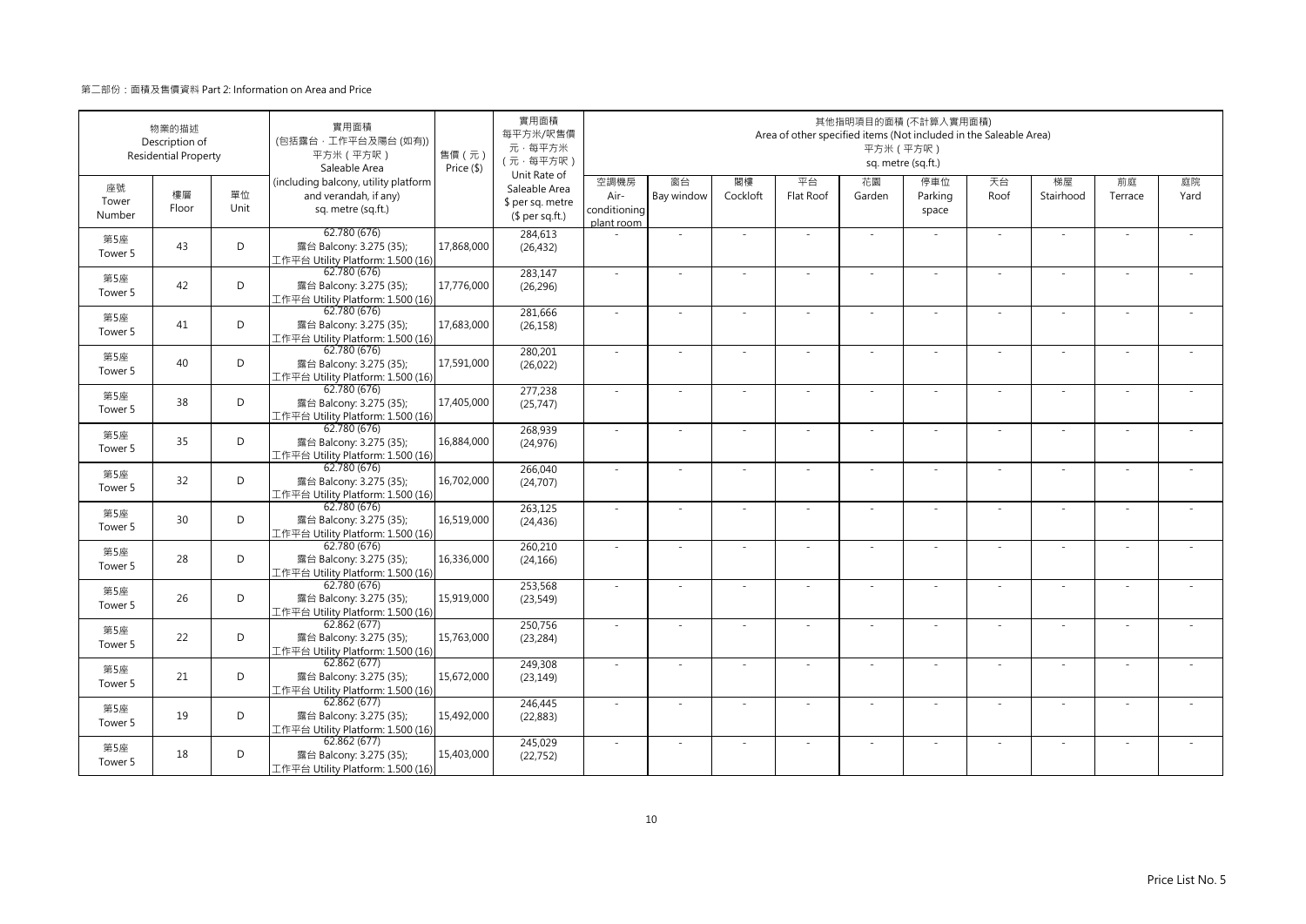第二部份：面積及售價資料 Part 2: Information on Area and Price

| 物業的描述 Description of Residential Property | | | 實用面積 (包括露台，工作平台及陽台 (如有)) 平方米（平方呎） Saleable Area (including balcony, utility platform and verandah, if any) sq. metre (sq.ft.) | 售價（元） Price ($) | 實用面積 每平方米/呎售價 元，每平方米 (元，每平方呎) Unit Rate of Saleable Area $ per sq. metre ($ per sq.ft.) | 其他指明項目的面積 (不計算入實用面積) Area of other specified items (Not included in the Saleable Area) 平方米（平方呎） sq. metre (sq.ft.) | | | | | | | | | |
|---|---|---|---|---|---|---|---|---|---|---|---|---|---|---|---|
| 座號 Tower Number | 樓層 Floor | 單位 Unit | | | | 空調機房 Air-conditioning plant room | 窗台 Bay window | 閣樓 Cockloft | 平台 Flat Roof | 花園 Garden | 停車位 Parking space | 天台 Roof | 梯屋 Stairhood | 前庭 Terrace | 庭院 Yard |
| 第5座 Tower 5 | 43 | D | 62.780 (676) 露台 Balcony: 3.275 (35); 工作平台 Utility Platform: 1.500 (16) | 17,868,000 | 284,613 (26,432) | - | - | - | - | - | - | - | - | - | - |
| 第5座 Tower 5 | 42 | D | 62.780 (676) 露台 Balcony: 3.275 (35); 工作平台 Utility Platform: 1.500 (16) | 17,776,000 | 283,147 (26,296) | - | - | - | - | - | - | - | - | - | - |
| 第5座 Tower 5 | 41 | D | 62.780 (676) 露台 Balcony: 3.275 (35); 工作平台 Utility Platform: 1.500 (16) | 17,683,000 | 281,666 (26,158) | - | - | - | - | - | - | - | - | - | - |
| 第5座 Tower 5 | 40 | D | 62.780 (676) 露台 Balcony: 3.275 (35); 工作平台 Utility Platform: 1.500 (16) | 17,591,000 | 280,201 (26,022) | - | - | - | - | - | - | - | - | - | - |
| 第5座 Tower 5 | 38 | D | 62.780 (676) 露台 Balcony: 3.275 (35); 工作平台 Utility Platform: 1.500 (16) | 17,405,000 | 277,238 (25,747) | - | - | - | - | - | - | - | - | - | - |
| 第5座 Tower 5 | 35 | D | 62.780 (676) 露台 Balcony: 3.275 (35); 工作平台 Utility Platform: 1.500 (16) | 16,884,000 | 268,939 (24,976) | - | - | - | - | - | - | - | - | - | - |
| 第5座 Tower 5 | 32 | D | 62.780 (676) 露台 Balcony: 3.275 (35); 工作平台 Utility Platform: 1.500 (16) | 16,702,000 | 266,040 (24,707) | - | - | - | - | - | - | - | - | - | - |
| 第5座 Tower 5 | 30 | D | 62.780 (676) 露台 Balcony: 3.275 (35); 工作平台 Utility Platform: 1.500 (16) | 16,519,000 | 263,125 (24,436) | - | - | - | - | - | - | - | - | - | - |
| 第5座 Tower 5 | 28 | D | 62.780 (676) 露台 Balcony: 3.275 (35); 工作平台 Utility Platform: 1.500 (16) | 16,336,000 | 260,210 (24,166) | - | - | - | - | - | - | - | - | - | - |
| 第5座 Tower 5 | 26 | D | 62.780 (676) 露台 Balcony: 3.275 (35); 工作平台 Utility Platform: 1.500 (16) | 15,919,000 | 253,568 (23,549) | - | - | - | - | - | - | - | - | - | - |
| 第5座 Tower 5 | 22 | D | 62.862 (677) 露台 Balcony: 3.275 (35); 工作平台 Utility Platform: 1.500 (16) | 15,763,000 | 250,756 (23,284) | - | - | - | - | - | - | - | - | - | - |
| 第5座 Tower 5 | 21 | D | 62.862 (677) 露台 Balcony: 3.275 (35); 工作平台 Utility Platform: 1.500 (16) | 15,672,000 | 249,308 (23,149) | - | - | - | - | - | - | - | - | - | - |
| 第5座 Tower 5 | 19 | D | 62.862 (677) 露台 Balcony: 3.275 (35); 工作平台 Utility Platform: 1.500 (16) | 15,492,000 | 246,445 (22,883) | - | - | - | - | - | - | - | - | - | - |
| 第5座 Tower 5 | 18 | D | 62.862 (677) 露台 Balcony: 3.275 (35); 工作平台 Utility Platform: 1.500 (16) | 15,403,000 | 245,029 (22,752) | - | - | - | - | - | - | - | - | - | - |

Price List No. 5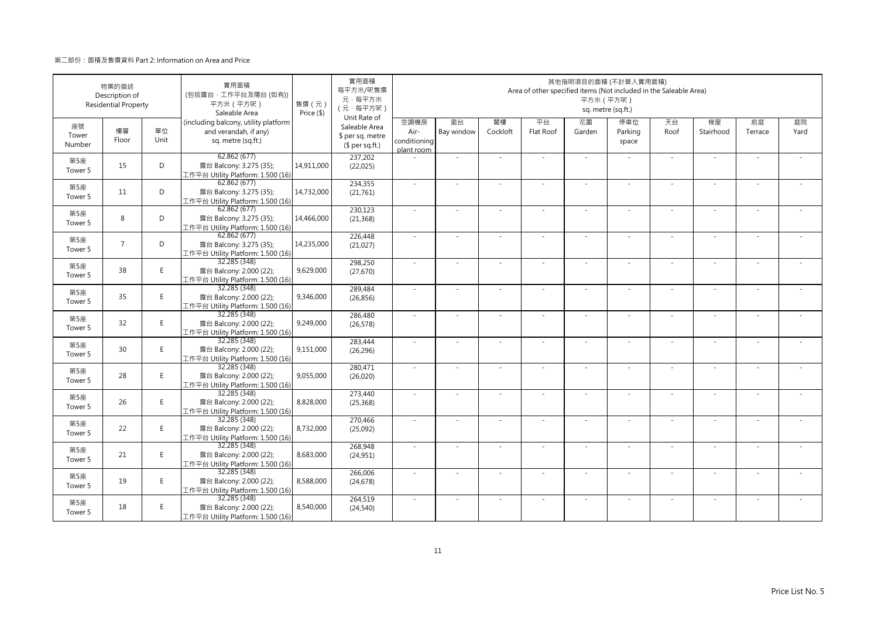第二部份：面積及售價資料 Part 2: Information on Area and Price

| 物業的描述 Description of Residential Property | | | 實用面積 (包括露台，工作平台及陽台 (如有)) 平方米（平方呎） Saleable Area | 售價（元） Price ($) | 實用面積 每平方米/呎售價 元，每平方米 (元，每平方呎) Unit Rate of Saleable Area $ per sq. metre ($ per sq.ft.) | 其他指明項目的面積 (不計算入實用面積) Area of other specified items (Not included in the Saleable Area) 平方米（平方呎） sq. metre (sq.ft.) | | | | | | | | | |
|---|---|---|---|---|---|---|---|---|---|---|---|---|---|---|---|
| 座號 Tower Number | 樓層 Floor | 單位 Unit | (including balcony, utility platform and verandah, if any) sq. metre (sq.ft.) | | | 空調機房 Air-conditioning plant room | 窗台 Bay window | 閣樓 Cockloft | 平台 Flat Roof | 花園 Garden | 停車位 Parking space | 天台 Roof | 梯屋 Stairhood | 前庭 Terrace | 庭院 Yard |
| 第5座 Tower 5 | 15 | D | 62.862 (677) 露台 Balcony: 3.275 (35); 工作平台 Utility Platform: 1.500 (16) | 14,911,000 | 237,202 (22,025) | - | - | - | - | - | - | - | - | - | - |
| 第5座 Tower 5 | 11 | D | 62.862 (677) 露台 Balcony: 3.275 (35); 工作平台 Utility Platform: 1.500 (16) | 14,732,000 | 234,355 (21,761) | - | - | - | - | - | - | - | - | - | - |
| 第5座 Tower 5 | 8 | D | 62.862 (677) 露台 Balcony: 3.275 (35); 工作平台 Utility Platform: 1.500 (16) | 14,466,000 | 230,123 (21,368) | - | - | - | - | - | - | - | - | - | - |
| 第5座 Tower 5 | 7 | D | 62.862 (677) 露台 Balcony: 3.275 (35); 工作平台 Utility Platform: 1.500 (16) | 14,235,000 | 226,448 (21,027) | - | - | - | - | - | - | - | - | - | - |
| 第5座 Tower 5 | 38 | E | 32.285 (348) 露台 Balcony: 2.000 (22); 工作平台 Utility Platform: 1.500 (16) | 9,629,000 | 298,250 (27,670) | - | - | - | - | - | - | - | - | - | - |
| 第5座 Tower 5 | 35 | E | 32.285 (348) 露台 Balcony: 2.000 (22); 工作平台 Utility Platform: 1.500 (16) | 9,346,000 | 289,484 (26,856) | - | - | - | - | - | - | - | - | - | - |
| 第5座 Tower 5 | 32 | E | 32.285 (348) 露台 Balcony: 2.000 (22); 工作平台 Utility Platform: 1.500 (16) | 9,249,000 | 286,480 (26,578) | - | - | - | - | - | - | - | - | - | - |
| 第5座 Tower 5 | 30 | E | 32.285 (348) 露台 Balcony: 2.000 (22); 工作平台 Utility Platform: 1.500 (16) | 9,151,000 | 283,444 (26,296) | - | - | - | - | - | - | - | - | - | - |
| 第5座 Tower 5 | 28 | E | 32.285 (348) 露台 Balcony: 2.000 (22); 工作平台 Utility Platform: 1.500 (16) | 9,055,000 | 280,471 (26,020) | - | - | - | - | - | - | - | - | - | - |
| 第5座 Tower 5 | 26 | E | 32.285 (348) 露台 Balcony: 2.000 (22); 工作平台 Utility Platform: 1.500 (16) | 8,828,000 | 273,440 (25,368) | - | - | - | - | - | - | - | - | - | - |
| 第5座 Tower 5 | 22 | E | 32.285 (348) 露台 Balcony: 2.000 (22); 工作平台 Utility Platform: 1.500 (16) | 8,732,000 | 270,466 (25,092) | - | - | - | - | - | - | - | - | - | - |
| 第5座 Tower 5 | 21 | E | 32.285 (348) 露台 Balcony: 2.000 (22); 工作平台 Utility Platform: 1.500 (16) | 8,683,000 | 268,948 (24,951) | - | - | - | - | - | - | - | - | - | - |
| 第5座 Tower 5 | 19 | E | 32.285 (348) 露台 Balcony: 2.000 (22); 工作平台 Utility Platform: 1.500 (16) | 8,588,000 | 266,006 (24,678) | - | - | - | - | - | - | - | - | - | - |
| 第5座 Tower 5 | 18 | E | 32.285 (348) 露台 Balcony: 2.000 (22); 工作平台 Utility Platform: 1.500 (16) | 8,540,000 | 264,519 (24,540) | - | - | - | - | - | - | - | - | - | - |

Price List No. 5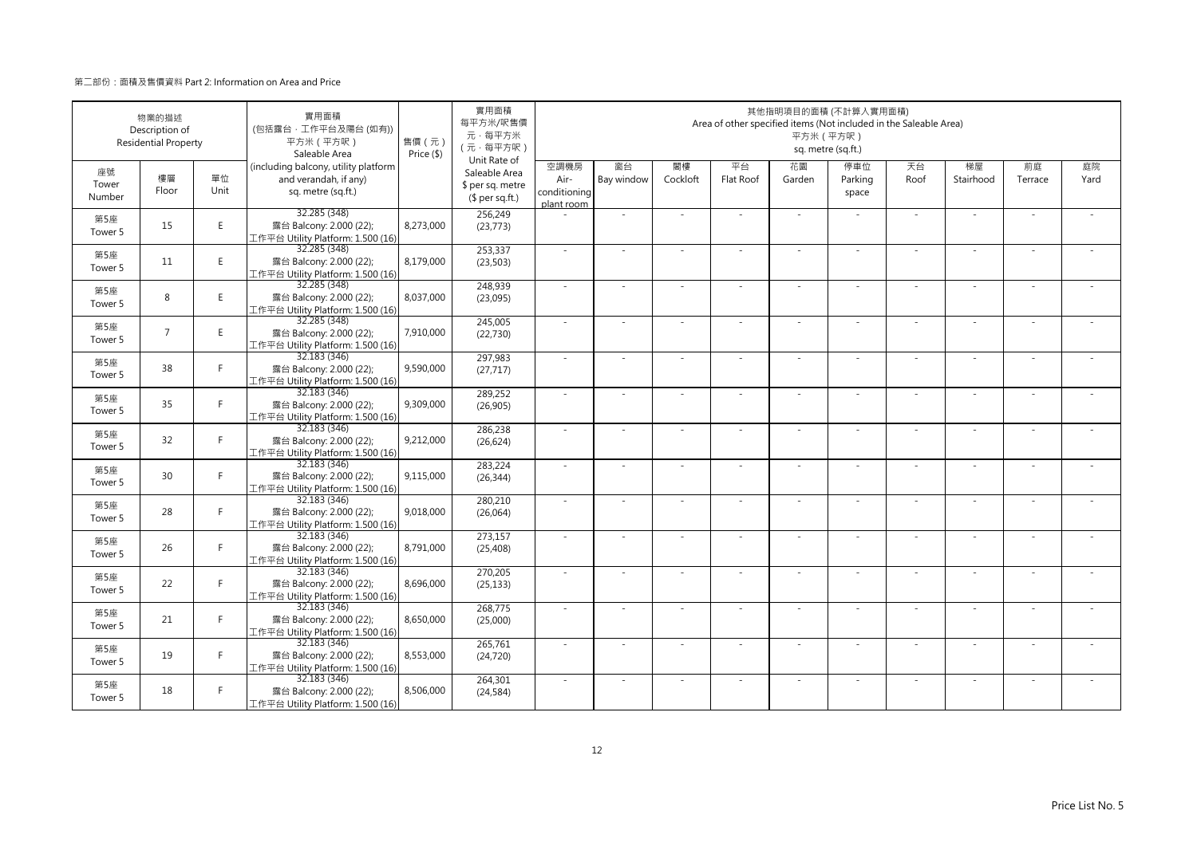第二部份：面積及售價資料 Part 2: Information on Area and Price

| 物業的描述 Description of Residential Property | | | 實用面積 (包括露台，工作平台及陽台 (如有)) 平方米（平方呎） Saleable Area (including balcony, utility platform and verandah, if any) sq. metre (sq.ft.) | 售價（元） Price ($) | 實用面積 每平方米/呎售價 元，每平方米 （元，每平方呎） Unit Rate of Saleable Area $ per sq. metre ($ per sq.ft.) | 其他指明項目的面積 (不計算入實用面積) Area of other specified items (Not included in the Saleable Area) 平方米（平方呎） sq. metre (sq.ft.) | | | | | | | | | |
|---|---|---|---|---|---|---|---|---|---|---|---|---|---|---|---|
| 座號 Tower Number | 樓層 Floor | 單位 Unit | | | | 空調機房 Air-conditioning plant room | 窗台 Bay window | 閣樓 Cockloft | 平台 Flat Roof | 花園 Garden | 停車位 Parking space | 天台 Roof | 梯屋 Stairhood | 前庭 Terrace | 庭院 Yard |
| 第5座 Tower 5 | 15 | E | 32.285 (348) 露台 Balcony: 2.000 (22); 工作平台 Utility Platform: 1.500 (16) | 8,273,000 | 256,249 (23,773) | - | - | - | - | - | - | - | - | - | - |
| 第5座 Tower 5 | 11 | E | 32.285 (348) 露台 Balcony: 2.000 (22); 工作平台 Utility Platform: 1.500 (16) | 8,179,000 | 253,337 (23,503) | - | - | - | - | - | - | - | - | - | - |
| 第5座 Tower 5 | 8 | E | 32.285 (348) 露台 Balcony: 2.000 (22); 工作平台 Utility Platform: 1.500 (16) | 8,037,000 | 248,939 (23,095) | - | - | - | - | - | - | - | - | - | - |
| 第5座 Tower 5 | 7 | E | 32.285 (348) 露台 Balcony: 2.000 (22); 工作平台 Utility Platform: 1.500 (16) | 7,910,000 | 245,005 (22,730) | - | - | - | - | - | - | - | - | - | - |
| 第5座 Tower 5 | 38 | F | 32.183 (346) 露台 Balcony: 2.000 (22); 工作平台 Utility Platform: 1.500 (16) | 9,590,000 | 297,983 (27,717) | - | - | - | - | - | - | - | - | - | - |
| 第5座 Tower 5 | 35 | F | 32.183 (346) 露台 Balcony: 2.000 (22); 工作平台 Utility Platform: 1.500 (16) | 9,309,000 | 289,252 (26,905) | - | - | - | - | - | - | - | - | - | - |
| 第5座 Tower 5 | 32 | F | 32.183 (346) 露台 Balcony: 2.000 (22); 工作平台 Utility Platform: 1.500 (16) | 9,212,000 | 286,238 (26,624) | - | - | - | - | - | - | - | - | - | - |
| 第5座 Tower 5 | 30 | F | 32.183 (346) 露台 Balcony: 2.000 (22); 工作平台 Utility Platform: 1.500 (16) | 9,115,000 | 283,224 (26,344) | - | - | - | - | - | - | - | - | - | - |
| 第5座 Tower 5 | 28 | F | 32.183 (346) 露台 Balcony: 2.000 (22); 工作平台 Utility Platform: 1.500 (16) | 9,018,000 | 280,210 (26,064) | - | - | - | - | - | - | - | - | - | - |
| 第5座 Tower 5 | 26 | F | 32.183 (346) 露台 Balcony: 2.000 (22); 工作平台 Utility Platform: 1.500 (16) | 8,791,000 | 273,157 (25,408) | - | - | - | - | - | - | - | - | - | - |
| 第5座 Tower 5 | 22 | F | 32.183 (346) 露台 Balcony: 2.000 (22); 工作平台 Utility Platform: 1.500 (16) | 8,696,000 | 270,205 (25,133) | - | - | - | - | - | - | - | - | - | - |
| 第5座 Tower 5 | 21 | F | 32.183 (346) 露台 Balcony: 2.000 (22); 工作平台 Utility Platform: 1.500 (16) | 8,650,000 | 268,775 (25,000) | - | - | - | - | - | - | - | - | - | - |
| 第5座 Tower 5 | 19 | F | 32.183 (346) 露台 Balcony: 2.000 (22); 工作平台 Utility Platform: 1.500 (16) | 8,553,000 | 265,761 (24,720) | - | - | - | - | - | - | - | - | - | - |
| 第5座 Tower 5 | 18 | F | 32.183 (346) 露台 Balcony: 2.000 (22); 工作平台 Utility Platform: 1.500 (16) | 8,506,000 | 264,301 (24,584) | - | - | - | - | - | - | - | - | - | - |

Price List No. 5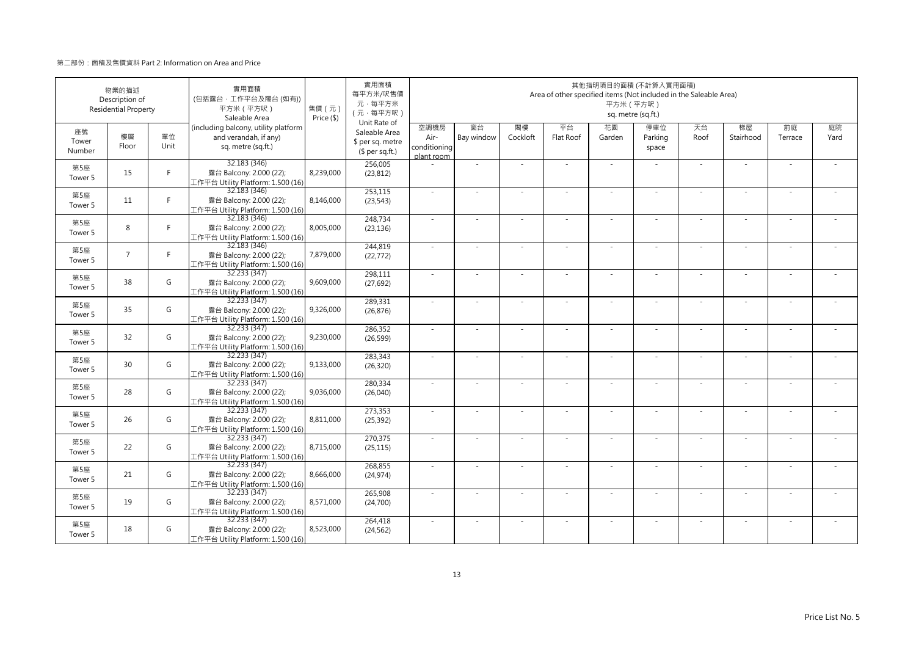第二部份：面積及售價資料 Part 2: Information on Area and Price

| 物業的描述 Description of Residential Property | | | 實用面積 (包括露台．工作平台及陽台 (如有)) 平方米（平方呎） Saleable Area (including balcony, utility platform and verandah, if any) sq. metre (sq.ft.) | 售價（元） Price ($) | 實用面積 每平方米/呎售價 元，每平方米 （元，每平方呎） Unit Rate of Saleable Area $ per sq. metre ($ per sq.ft.) | 其他指明項目的面積 (不計算入實用面積) Area of other specified items (Not included in the Saleable Area) 平方米（平方呎） sq. metre (sq.ft.) | | | | | | | | | |
|---|---|---|---|---|---|---|---|---|---|---|---|---|---|---|---|
| 座號 Tower Number | 樓層 Floor | 單位 Unit | | | | 空調機房 Air-conditioning plant room | 窗台 Bay window | 閣樓 Cockloft | 平台 Flat Roof | 花園 Garden | 停車位 Parking space | 天台 Roof | 梯屋 Stairhood | 前庭 Terrace | 庭院 Yard |
| 第5座 Tower 5 | 15 | F | 32.183 (346) 露台 Balcony: 2.000 (22); 工作平台 Utility Platform: 1.500 (16) | 8,239,000 | 256,005 (23,812) | - | - | - | - | - | - | - | - | - | - |
| 第5座 Tower 5 | 11 | F | 32.183 (346) 露台 Balcony: 2.000 (22); 工作平台 Utility Platform: 1.500 (16) | 8,146,000 | 253,115 (23,543) | - | - | - | - | - | - | - | - | - | - |
| 第5座 Tower 5 | 8 | F | 32.183 (346) 露台 Balcony: 2.000 (22); 工作平台 Utility Platform: 1.500 (16) | 8,005,000 | 248,734 (23,136) | - | - | - | - | - | - | - | - | - | - |
| 第5座 Tower 5 | 7 | F | 32.183 (346) 露台 Balcony: 2.000 (22); 工作平台 Utility Platform: 1.500 (16) | 7,879,000 | 244,819 (22,772) | - | - | - | - | - | - | - | - | - | - |
| 第5座 Tower 5 | 38 | G | 32.233 (347) 露台 Balcony: 2.000 (22); 工作平台 Utility Platform: 1.500 (16) | 9,609,000 | 298,111 (27,692) | - | - | - | - | - | - | - | - | - | - |
| 第5座 Tower 5 | 35 | G | 32.233 (347) 露台 Balcony: 2.000 (22); 工作平台 Utility Platform: 1.500 (16) | 9,326,000 | 289,331 (26,876) | - | - | - | - | - | - | - | - | - | - |
| 第5座 Tower 5 | 32 | G | 32.233 (347) 露台 Balcony: 2.000 (22); 工作平台 Utility Platform: 1.500 (16) | 9,230,000 | 286,352 (26,599) | - | - | - | - | - | - | - | - | - | - |
| 第5座 Tower 5 | 30 | G | 32.233 (347) 露台 Balcony: 2.000 (22); 工作平台 Utility Platform: 1.500 (16) | 9,133,000 | 283,343 (26,320) | - | - | - | - | - | - | - | - | - | - |
| 第5座 Tower 5 | 28 | G | 32.233 (347) 露台 Balcony: 2.000 (22); 工作平台 Utility Platform: 1.500 (16) | 9,036,000 | 280,334 (26,040) | - | - | - | - | - | - | - | - | - | - |
| 第5座 Tower 5 | 26 | G | 32.233 (347) 露台 Balcony: 2.000 (22); 工作平台 Utility Platform: 1.500 (16) | 8,811,000 | 273,353 (25,392) | - | - | - | - | - | - | - | - | - | - |
| 第5座 Tower 5 | 22 | G | 32.233 (347) 露台 Balcony: 2.000 (22); 工作平台 Utility Platform: 1.500 (16) | 8,715,000 | 270,375 (25,115) | - | - | - | - | - | - | - | - | - | - |
| 第5座 Tower 5 | 21 | G | 32.233 (347) 露台 Balcony: 2.000 (22); 工作平台 Utility Platform: 1.500 (16) | 8,666,000 | 268,855 (24,974) | - | - | - | - | - | - | - | - | - | - |
| 第5座 Tower 5 | 19 | G | 32.233 (347) 露台 Balcony: 2.000 (22); 工作平台 Utility Platform: 1.500 (16) | 8,571,000 | 265,908 (24,700) | - | - | - | - | - | - | - | - | - | - |
| 第5座 Tower 5 | 18 | G | 32.233 (347) 露台 Balcony: 2.000 (22); 工作平台 Utility Platform: 1.500 (16) | 8,523,000 | 264,418 (24,562) | - | - | - | - | - | - | - | - | - | - |

Price List No. 5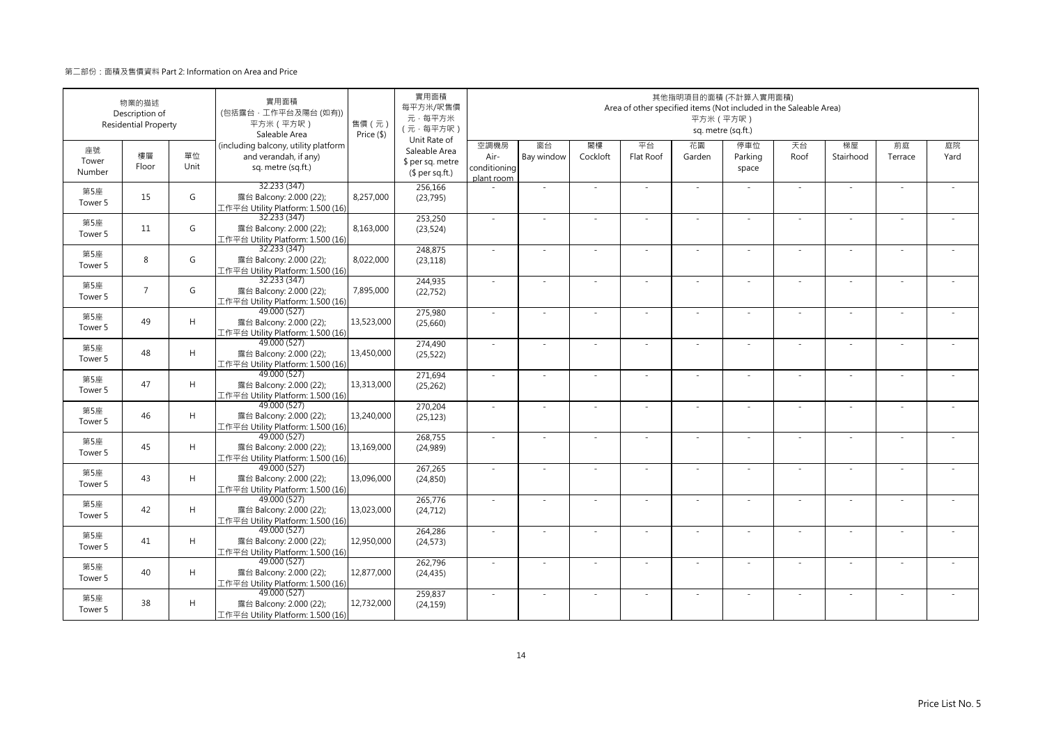第二部份：面積及售價資料 Part 2: Information on Area and Price

| 物業的描述 Description of Residential Property | | | 實用面積 (包括露台，工作平台及陽台 (如有)) 平方米（平方呎） Saleable Area (including balcony, utility platform and verandah, if any) sq. metre (sq.ft.) | 售價（元） Price ($) | 實用面積 每平方米/呎售價 元，每平方米 （元，每平方呎） Unit Rate of Saleable Area $ per sq. metre ($ per sq.ft.) | 其他指明項目的面積 (不計算入實用面積) Area of other specified items (Not included in the Saleable Area) 平方米（平方呎） sq. metre (sq.ft.) | | | | | | | | | |
|---|---|---|---|---|---|---|---|---|---|---|---|---|---|---|---|
| 座號 Tower Number | 樓層 Floor | 單位 Unit | | | | 空調機房 Air-conditioning plant room | 窗台 Bay window | 閣樓 Cockloft | 平台 Flat Roof | 花園 Garden | 停車位 Parking space | 天台 Roof | 梯屋 Stairhood | 前庭 Terrace | 庭院 Yard |
| 第5座 Tower 5 | 15 | G | 32.233 (347) 露台 Balcony: 2.000 (22); 工作平台 Utility Platform: 1.500 (16) | 8,257,000 | 256,166 (23,795) | - | - | - | - | - | - | - | - | - | - |
| 第5座 Tower 5 | 11 | G | 32.233 (347) 露台 Balcony: 2.000 (22); 工作平台 Utility Platform: 1.500 (16) | 8,163,000 | 253,250 (23,524) | - | - | - | - | - | - | - | - | - | - |
| 第5座 Tower 5 | 8 | G | 32.233 (347) 露台 Balcony: 2.000 (22); 工作平台 Utility Platform: 1.500 (16) | 8,022,000 | 248,875 (23,118) | - | - | - | - | - | - | - | - | - | - |
| 第5座 Tower 5 | 7 | G | 32.233 (347) 露台 Balcony: 2.000 (22); 工作平台 Utility Platform: 1.500 (16) | 7,895,000 | 244,935 (22,752) | - | - | - | - | - | - | - | - | - | - |
| 第5座 Tower 5 | 49 | H | 49.000 (527) 露台 Balcony: 2.000 (22); 工作平台 Utility Platform: 1.500 (16) | 13,523,000 | 275,980 (25,660) | - | - | - | - | - | - | - | - | - | - |
| 第5座 Tower 5 | 48 | H | 49.000 (527) 露台 Balcony: 2.000 (22); 工作平台 Utility Platform: 1.500 (16) | 13,450,000 | 274,490 (25,522) | - | - | - | - | - | - | - | - | - | - |
| 第5座 Tower 5 | 47 | H | 49.000 (527) 露台 Balcony: 2.000 (22); 工作平台 Utility Platform: 1.500 (16) | 13,313,000 | 271,694 (25,262) | - | - | - | - | - | - | - | - | - | - |
| 第5座 Tower 5 | 46 | H | 49.000 (527) 露台 Balcony: 2.000 (22); 工作平台 Utility Platform: 1.500 (16) | 13,240,000 | 270,204 (25,123) | - | - | - | - | - | - | - | - | - | - |
| 第5座 Tower 5 | 45 | H | 49.000 (527) 露台 Balcony: 2.000 (22); 工作平台 Utility Platform: 1.500 (16) | 13,169,000 | 268,755 (24,989) | - | - | - | - | - | - | - | - | - | - |
| 第5座 Tower 5 | 43 | H | 49.000 (527) 露台 Balcony: 2.000 (22); 工作平台 Utility Platform: 1.500 (16) | 13,096,000 | 267,265 (24,850) | - | - | - | - | - | - | - | - | - | - |
| 第5座 Tower 5 | 42 | H | 49.000 (527) 露台 Balcony: 2.000 (22); 工作平台 Utility Platform: 1.500 (16) | 13,023,000 | 265,776 (24,712) | - | - | - | - | - | - | - | - | - | - |
| 第5座 Tower 5 | 41 | H | 49.000 (527) 露台 Balcony: 2.000 (22); 工作平台 Utility Platform: 1.500 (16) | 12,950,000 | 264,286 (24,573) | - | - | - | - | - | - | - | - | - | - |
| 第5座 Tower 5 | 40 | H | 49.000 (527) 露台 Balcony: 2.000 (22); 工作平台 Utility Platform: 1.500 (16) | 12,877,000 | 262,796 (24,435) | - | - | - | - | - | - | - | - | - | - |
| 第5座 Tower 5 | 38 | H | 49.000 (527) 露台 Balcony: 2.000 (22); 工作平台 Utility Platform: 1.500 (16) | 12,732,000 | 259,837 (24,159) | - | - | - | - | - | - | - | - | - | - |

Price List No. 5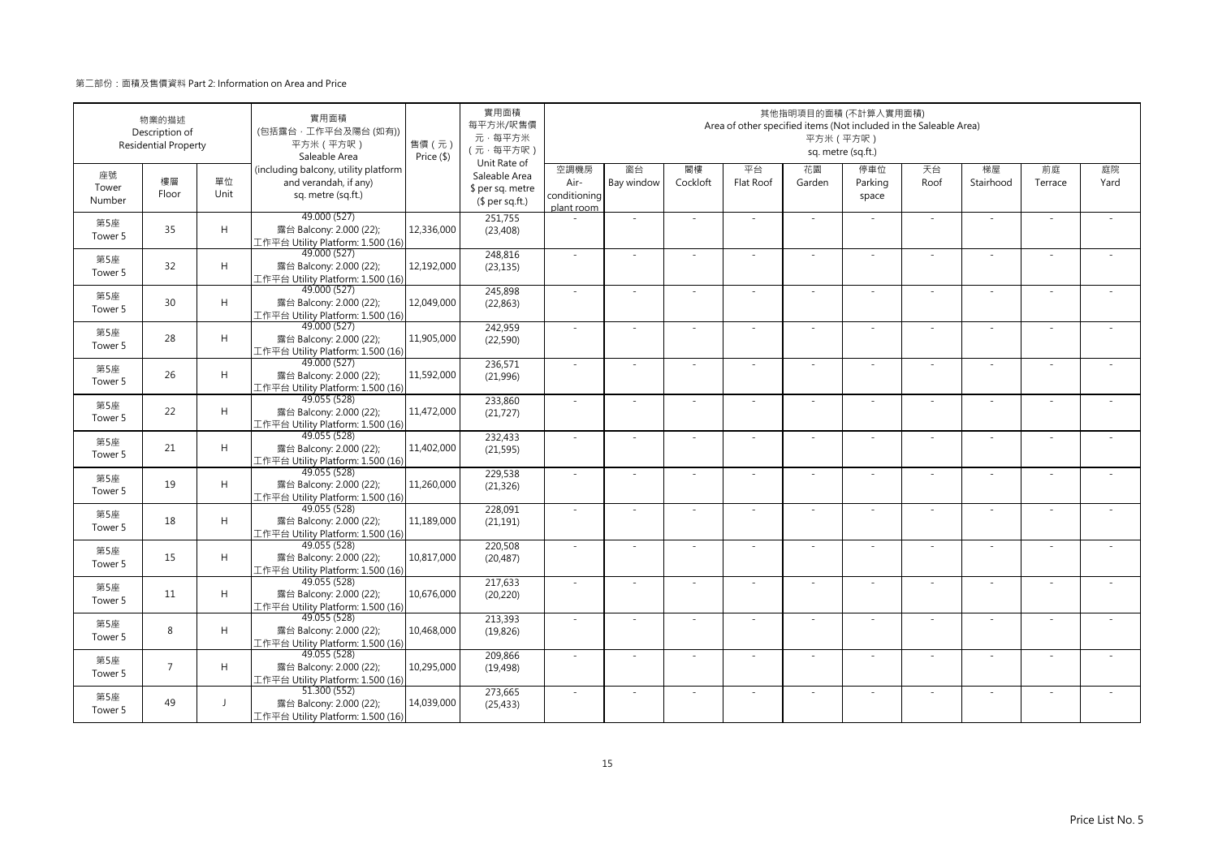第二部份：面積及售價資料 Part 2: Information on Area and Price

| 物業的描述 Description of Residential Property | | | 實用面積 (包括露台，工作平台及陽台 (如有)) 平方米（平方呎） Saleable Area (including balcony, utility platform and verandah, if any) sq. metre (sq.ft.) | 售價（元） Price ($) | 實用面積 每平方米/呎售價 元，每平方米 （元，每平方呎） Unit Rate of Saleable Area $ per sq. metre ($ per sq.ft.) | 其他指明項目的面積 (不計算入實用面積) Area of other specified items (Not included in the Saleable Area) 平方米（平方呎） sq. metre (sq.ft.) | | | | | | | | | |
|---|---|---|---|---|---|---|---|---|---|---|---|---|---|---|---|
| 座號 Tower Number | 樓層 Floor | 單位 Unit | | | | 空調機房 Air-conditioning plant room | 窗台 Bay window | 閣樓 Cockloft | 平台 Flat Roof | 花園 Garden | 停車位 Parking space | 天台 Roof | 梯屋 Stairhood | 前庭 Terrace | 庭院 Yard |
| 第5座 Tower 5 | 35 | H | 49.000 (527) 露台 Balcony: 2.000 (22); 工作平台 Utility Platform: 1.500 (16) | 12,336,000 | 251,755 (23,408) | - | - | - | - | - | - | - | - | - | - |
| 第5座 Tower 5 | 32 | H | 49.000 (527) 露台 Balcony: 2.000 (22); 工作平台 Utility Platform: 1.500 (16) | 12,192,000 | 248,816 (23,135) | - | - | - | - | - | - | - | - | - | - |
| 第5座 Tower 5 | 30 | H | 49.000 (527) 露台 Balcony: 2.000 (22); 工作平台 Utility Platform: 1.500 (16) | 12,049,000 | 245,898 (22,863) | - | - | - | - | - | - | - | - | - | - |
| 第5座 Tower 5 | 28 | H | 49.000 (527) 露台 Balcony: 2.000 (22); 工作平台 Utility Platform: 1.500 (16) | 11,905,000 | 242,959 (22,590) | - | - | - | - | - | - | - | - | - | - |
| 第5座 Tower 5 | 26 | H | 49.000 (527) 露台 Balcony: 2.000 (22); 工作平台 Utility Platform: 1.500 (16) | 11,592,000 | 236,571 (21,996) | - | - | - | - | - | - | - | - | - | - |
| 第5座 Tower 5 | 22 | H | 49.055 (528) 露台 Balcony: 2.000 (22); 工作平台 Utility Platform: 1.500 (16) | 11,472,000 | 233,860 (21,727) | - | - | - | - | - | - | - | - | - | - |
| 第5座 Tower 5 | 21 | H | 49.055 (528) 露台 Balcony: 2.000 (22); 工作平台 Utility Platform: 1.500 (16) | 11,402,000 | 232,433 (21,595) | - | - | - | - | - | - | - | - | - | - |
| 第5座 Tower 5 | 19 | H | 49.055 (528) 露台 Balcony: 2.000 (22); 工作平台 Utility Platform: 1.500 (16) | 11,260,000 | 229,538 (21,326) | - | - | - | - | - | - | - | - | - | - |
| 第5座 Tower 5 | 18 | H | 49.055 (528) 露台 Balcony: 2.000 (22); 工作平台 Utility Platform: 1.500 (16) | 11,189,000 | 228,091 (21,191) | - | - | - | - | - | - | - | - | - | - |
| 第5座 Tower 5 | 15 | H | 49.055 (528) 露台 Balcony: 2.000 (22); 工作平台 Utility Platform: 1.500 (16) | 10,817,000 | 220,508 (20,487) | - | - | - | - | - | - | - | - | - | - |
| 第5座 Tower 5 | 11 | H | 49.055 (528) 露台 Balcony: 2.000 (22); 工作平台 Utility Platform: 1.500 (16) | 10,676,000 | 217,633 (20,220) | - | - | - | - | - | - | - | - | - | - |
| 第5座 Tower 5 | 8 | H | 49.055 (528) 露台 Balcony: 2.000 (22); 工作平台 Utility Platform: 1.500 (16) | 10,468,000 | 213,393 (19,826) | - | - | - | - | - | - | - | - | - | - |
| 第5座 Tower 5 | 7 | H | 49.055 (528) 露台 Balcony: 2.000 (22); 工作平台 Utility Platform: 1.500 (16) | 10,295,000 | 209,866 (19,498) | - | - | - | - | - | - | - | - | - | - |
| 第5座 Tower 5 | 49 | J | 51.300 (552) 露台 Balcony: 2.000 (22); 工作平台 Utility Platform: 1.500 (16) | 14,039,000 | 273,665 (25,433) | - | - | - | - | - | - | - | - | - | - |

Price List No. 5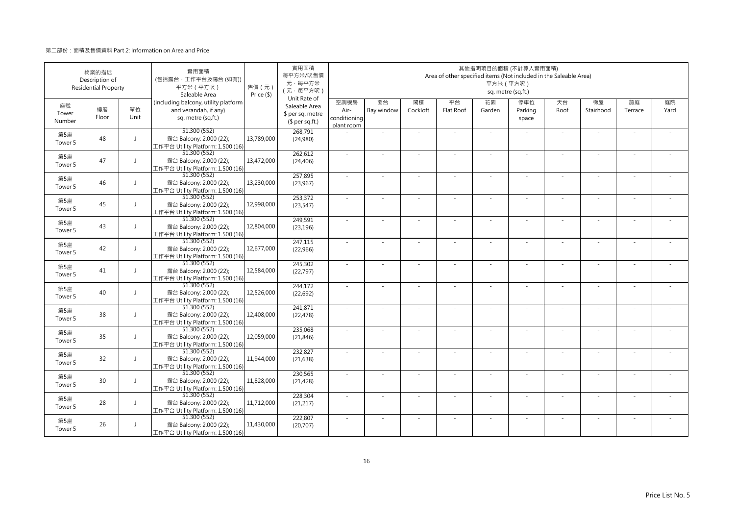第二部份：面積及售價資料 Part 2: Information on Area and Price

| 物業的描述 Description of Residential Property | | | 實用面積 (包括露台，工作平台及陽台 (如有)) 平方米（平方呎） Saleable Area (including balcony, utility platform and verandah, if any) sq. metre (sq.ft.) | 售價（元） Price ($) | 實用面積 每平方米/呎售價 元，每平方米 （元，每平方呎） Unit Rate of Saleable Area $ per sq. metre ($ per sq.ft.) | 其他指明項目的面積 (不計算入實用面積) Area of other specified items (Not included in the Saleable Area) 平方米（平方呎） sq. metre (sq.ft.) | | | | | | | | | |
|---|---|---|---|---|---|---|---|---|---|---|---|---|---|---|---|
| 座號 Tower Number | 樓層 Floor | 單位 Unit | | | | 空調機房 Air-conditioning plant room | 窗台 Bay window | 閣樓 Cockloft | 平台 Flat Roof | 花園 Garden | 停車位 Parking space | 天台 Roof | 梯屋 Stairhood | 前庭 Terrace | 庭院 Yard |
| 第5座 Tower 5 | 48 | J | 51.300 (552) 露台 Balcony: 2.000 (22); 工作平台 Utility Platform: 1.500 (16) | 13,789,000 | 268,791 (24,980) | - | - | - | - | - | - | - | - | - | - |
| 第5座 Tower 5 | 47 | J | 51.300 (552) 露台 Balcony: 2.000 (22); 工作平台 Utility Platform: 1.500 (16) | 13,472,000 | 262,612 (24,406) | - | - | - | - | - | - | - | - | - | - |
| 第5座 Tower 5 | 46 | J | 51.300 (552) 露台 Balcony: 2.000 (22); 工作平台 Utility Platform: 1.500 (16) | 13,230,000 | 257,895 (23,967) | - | - | - | - | - | - | - | - | - | - |
| 第5座 Tower 5 | 45 | J | 51.300 (552) 露台 Balcony: 2.000 (22); 工作平台 Utility Platform: 1.500 (16) | 12,998,000 | 253,372 (23,547) | - | - | - | - | - | - | - | - | - | - |
| 第5座 Tower 5 | 43 | J | 51.300 (552) 露台 Balcony: 2.000 (22); 工作平台 Utility Platform: 1.500 (16) | 12,804,000 | 249,591 (23,196) | - | - | - | - | - | - | - | - | - | - |
| 第5座 Tower 5 | 42 | J | 51.300 (552) 露台 Balcony: 2.000 (22); 工作平台 Utility Platform: 1.500 (16) | 12,677,000 | 247,115 (22,966) | - | - | - | - | - | - | - | - | - | - |
| 第5座 Tower 5 | 41 | J | 51.300 (552) 露台 Balcony: 2.000 (22); 工作平台 Utility Platform: 1.500 (16) | 12,584,000 | 245,302 (22,797) | - | - | - | - | - | - | - | - | - | - |
| 第5座 Tower 5 | 40 | J | 51.300 (552) 露台 Balcony: 2.000 (22); 工作平台 Utility Platform: 1.500 (16) | 12,526,000 | 244,172 (22,692) | - | - | - | - | - | - | - | - | - | - |
| 第5座 Tower 5 | 38 | J | 51.300 (552) 露台 Balcony: 2.000 (22); 工作平台 Utility Platform: 1.500 (16) | 12,408,000 | 241,871 (22,478) | - | - | - | - | - | - | - | - | - | - |
| 第5座 Tower 5 | 35 | J | 51.300 (552) 露台 Balcony: 2.000 (22); 工作平台 Utility Platform: 1.500 (16) | 12,059,000 | 235,068 (21,846) | - | - | - | - | - | - | - | - | - | - |
| 第5座 Tower 5 | 32 | J | 51.300 (552) 露台 Balcony: 2.000 (22); 工作平台 Utility Platform: 1.500 (16) | 11,944,000 | 232,827 (21,638) | - | - | - | - | - | - | - | - | - | - |
| 第5座 Tower 5 | 30 | J | 51.300 (552) 露台 Balcony: 2.000 (22); 工作平台 Utility Platform: 1.500 (16) | 11,828,000 | 230,565 (21,428) | - | - | - | - | - | - | - | - | - | - |
| 第5座 Tower 5 | 28 | J | 51.300 (552) 露台 Balcony: 2.000 (22); 工作平台 Utility Platform: 1.500 (16) | 11,712,000 | 228,304 (21,217) | - | - | - | - | - | - | - | - | - | - |
| 第5座 Tower 5 | 26 | J | 51.300 (552) 露台 Balcony: 2.000 (22); 工作平台 Utility Platform: 1.500 (16) | 11,430,000 | 222,807 (20,707) | - | - | - | - | - | - | - | - | - | - |

Price List No. 5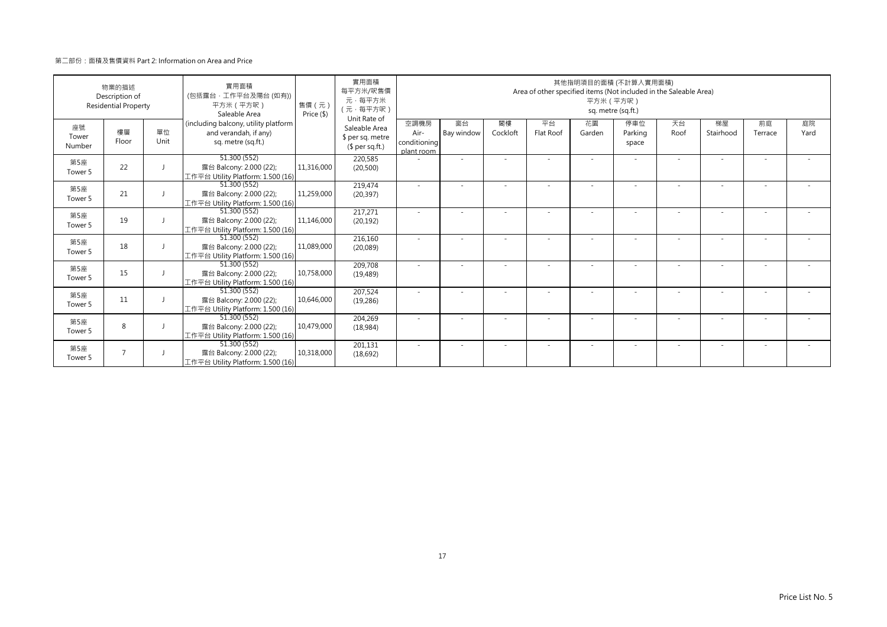第二部份：面積及售價資料 Part 2: Information on Area and Price

| 物業的描述 Description of Residential Property | | | 實用面積 (包括露台，工作平台及陽台 (如有)) 平方米（平方呎） Saleable Area (including balcony, utility platform and verandah, if any) sq. metre (sq.ft.) | 售價（元） Price ($) | 實用面積 每平方米/呎售價 元，每平方米 (元，每平方呎) Unit Rate of Saleable Area $ per sq. metre ($ per sq.ft.) | 其他指明項目的面積 (不計算入實用面積) Area of other specified items (Not included in the Saleable Area) 平方米（平方呎） sq. metre (sq.ft.) | | | | | | | | | |
|---|---|---|---|---|---|---|---|---|---|---|---|---|---|---|---|
| 座號 Tower Number | 樓層 Floor | 單位 Unit | | | | 空調機房 Air-conditioning plant room | 窗台 Bay window | 閣樓 Cockloft | 平台 Flat Roof | 花園 Garden | 停車位 Parking space | 天台 Roof | 梯屋 Stairhood | 前庭 Terrace | 庭院 Yard |
| 第5座 Tower 5 | 22 | J | 51.300 (552) 露台 Balcony: 2.000 (22); 工作平台 Utility Platform: 1.500 (16) | 11,316,000 | 220,585 (20,500) | - | - | - | - | - | - | - | - | - | - |
| 第5座 Tower 5 | 21 | J | 51.300 (552) 露台 Balcony: 2.000 (22); 工作平台 Utility Platform: 1.500 (16) | 11,259,000 | 219,474 (20,397) | - | - | - | - | - | - | - | - | - | - |
| 第5座 Tower 5 | 19 | J | 51.300 (552) 露台 Balcony: 2.000 (22); 工作平台 Utility Platform: 1.500 (16) | 11,146,000 | 217,271 (20,192) | - | - | - | - | - | - | - | - | - | - |
| 第5座 Tower 5 | 18 | J | 51.300 (552) 露台 Balcony: 2.000 (22); 工作平台 Utility Platform: 1.500 (16) | 11,089,000 | 216,160 (20,089) | - | - | - | - | - | - | - | - | - | - |
| 第5座 Tower 5 | 15 | J | 51.300 (552) 露台 Balcony: 2.000 (22); 工作平台 Utility Platform: 1.500 (16) | 10,758,000 | 209,708 (19,489) | - | - | - | - | - | - | - | - | - | - |
| 第5座 Tower 5 | 11 | J | 51.300 (552) 露台 Balcony: 2.000 (22); 工作平台 Utility Platform: 1.500 (16) | 10,646,000 | 207,524 (19,286) | - | - | - | - | - | - | - | - | - | - |
| 第5座 Tower 5 | 8 | J | 51.300 (552) 露台 Balcony: 2.000 (22); 工作平台 Utility Platform: 1.500 (16) | 10,479,000 | 204,269 (18,984) | - | - | - | - | - | - | - | - | - | - |
| 第5座 Tower 5 | 7 | J | 51.300 (552) 露台 Balcony: 2.000 (22); 工作平台 Utility Platform: 1.500 (16) | 10,318,000 | 201,131 (18,692) | - | - | - | - | - | - | - | - | - | - |

Price List No. 5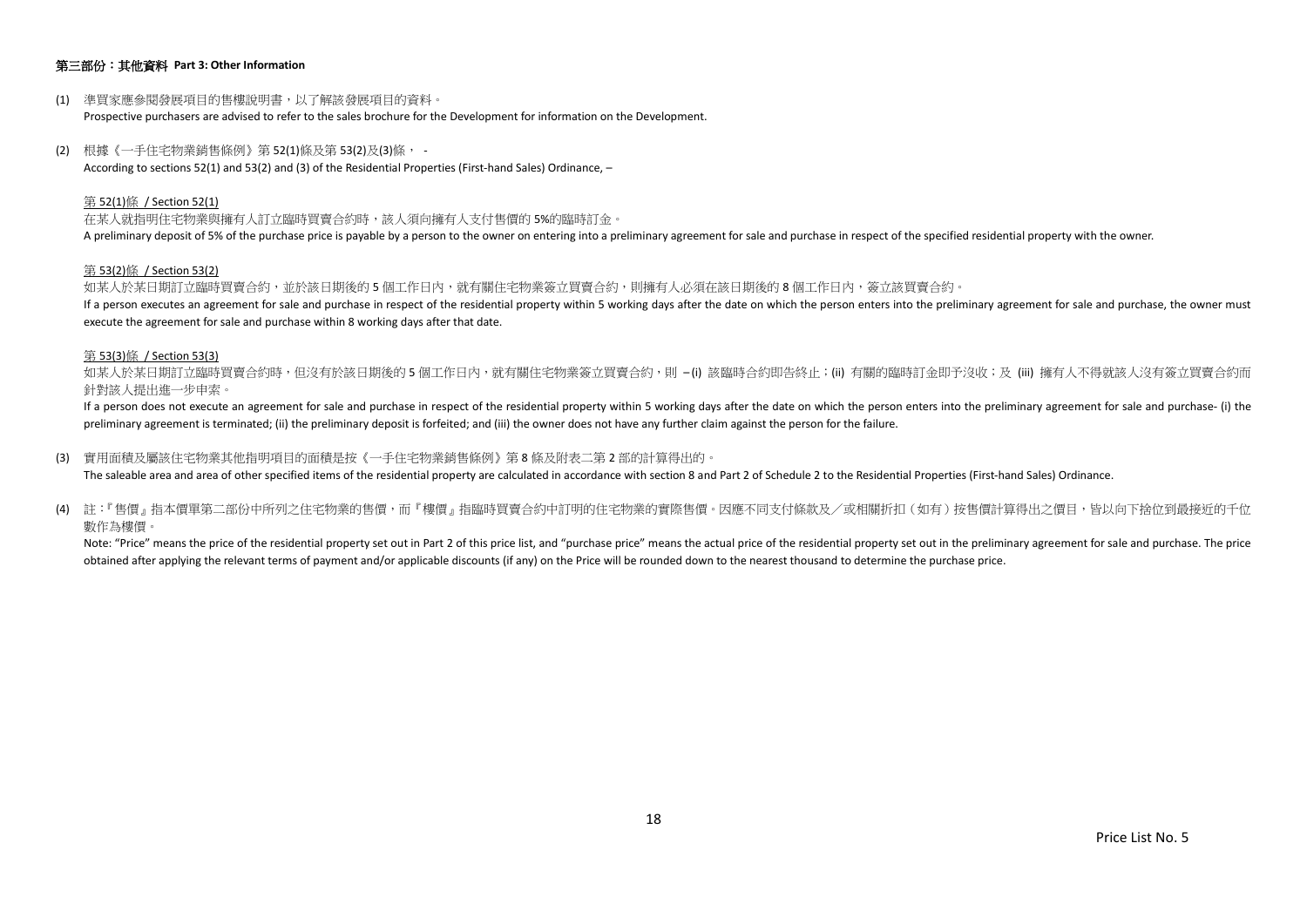## 第三部份：其他資料 Part 3: Other Information

(1) 準買家應參閱發展項目的售樓說明書，以了解該發展項目的資料。
Prospective purchasers are advised to refer to the sales brochure for the Development for information on the Development.

(2) 根據《一手住宅物業銷售條例》第 52(1)條及第 53(2)及(3)條， -
According to sections 52(1) and 53(2) and (3) of the Residential Properties (First-hand Sales) Ordinance, –

<u>第 52(1)條 / Section 52(1)</u>

在某人就指明住宅物業與擁有人訂立臨時買賣合約時，該人須向擁有人支付售價的 5%的臨時訂金。
A preliminary deposit of 5% of the purchase price is payable by a person to the owner on entering into a preliminary agreement for sale and purchase in respect of the specified residential property with the owner.

<u>第 53(2)條 / Section 53(2)</u>

如某人於某日期訂立臨時買賣合約，並於該日期後的 5 個工作日內，就有關住宅物業簽立買賣合約，則擁有人必須在該日期後的 8 個工作日內，簽立該買賣合約。
If a person executes an agreement for sale and purchase in respect of the residential property within 5 working days after the date on which the person enters into the preliminary agreement for sale and purchase, the owner must execute the agreement for sale and purchase within 8 working days after that date.

<u>第 53(3)條 / Section 53(3)</u>

如某人於某日期訂立臨時買賣合約時，但沒有於該日期後的 5 個工作日內，就有關住宅物業簽立買賣合約，則 –(i) 該臨時合約即告終止；(ii) 有關的臨時訂金即予沒收；及 (iii) 擁有人不得就該人沒有簽立買賣合約而針對該人提出進一步申索。
If a person does not execute an agreement for sale and purchase in respect of the residential property within 5 working days after the date on which the person enters into the preliminary agreement for sale and purchase- (i) the preliminary agreement is terminated; (ii) the preliminary deposit is forfeited; and (iii) the owner does not have any further claim against the person for the failure.

(3) 實用面積及屬該住宅物業其他指明項目的面積是按《一手住宅物業銷售條例》第 8 條及附表二第 2 部的計算得出的。
The saleable area and area of other specified items of the residential property are calculated in accordance with section 8 and Part 2 of Schedule 2 to the Residential Properties (First-hand Sales) Ordinance.

(4) 註：『售價』指本價單第二部份中所列之住宅物業的售價，而『樓價』指臨時買賣合約中訂明的住宅物業的實際售價。因應不同支付條款及／或相關折扣（如有）按售價計算得出之價目，皆以向下捨位到最接近的千位數作為樓價。
Note: “Price” means the price of the residential property set out in Part 2 of this price list, and “purchase price” means the actual price of the residential property set out in the preliminary agreement for sale and purchase. The price obtained after applying the relevant terms of payment and/or applicable discounts (if any) on the Price will be rounded down to the nearest thousand to determine the purchase price.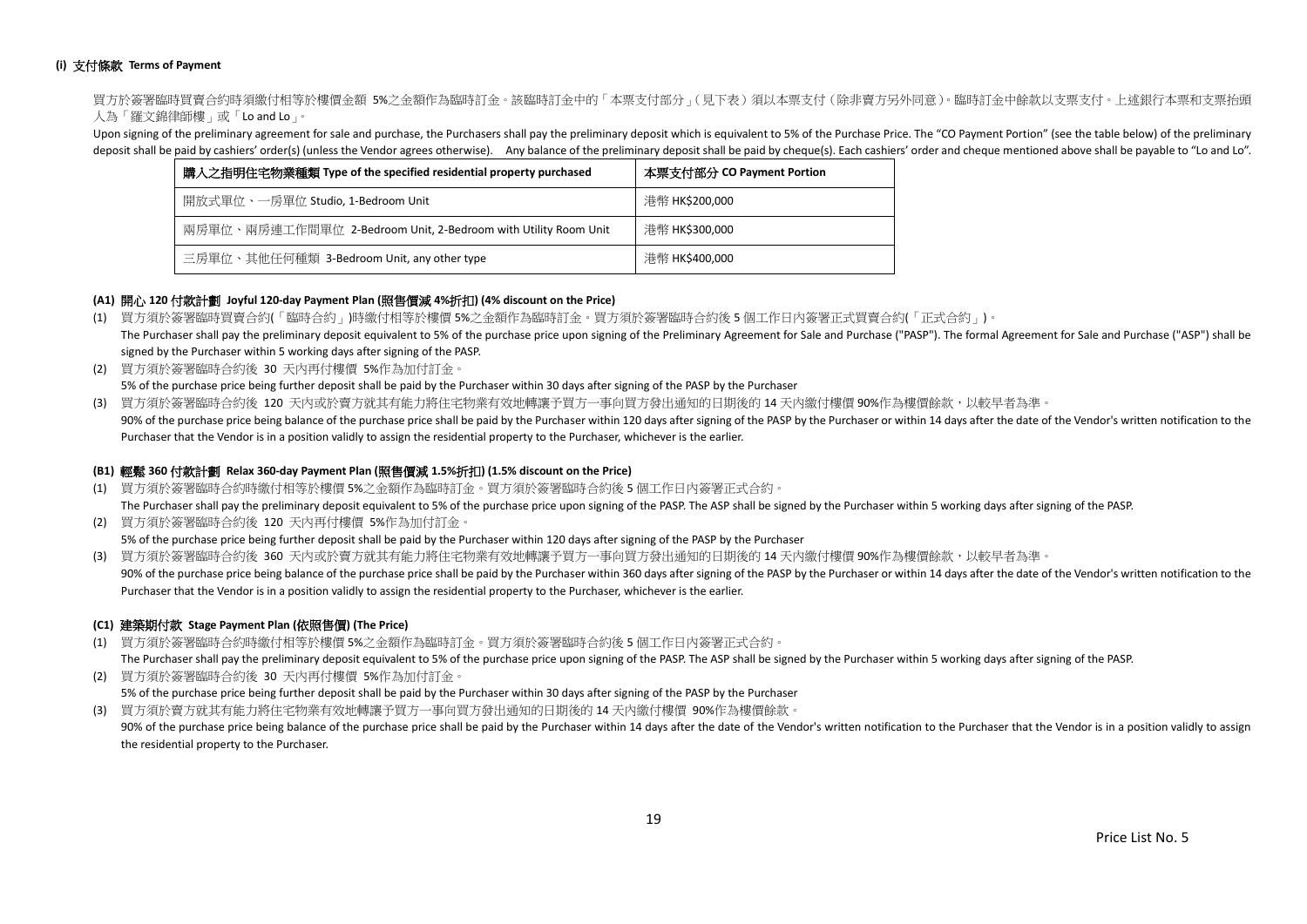**(i) 支付條款 Terms of Payment**

買方於簽署臨時買賣合約時須繳付相等於樓價金額 5%之金額作為臨時訂金。該臨時訂金中的「本票支付部分」(見下表)須以本票支付(除非賣方另外同意)。臨時訂金中餘款以支票支付。上述銀行本票和支票抬頭人為「羅文錦律師樓」或「Lo and Lo」。

Upon signing of the preliminary agreement for sale and purchase, the Purchasers shall pay the preliminary deposit which is equivalent to 5% of the Purchase Price. The "CO Payment Portion" (see the table below) of the preliminary deposit shall be paid by cashiers' order(s) (unless the Vendor agrees otherwise). Any balance of the preliminary deposit shall be paid by cheque(s). Each cashiers' order and cheque mentioned above shall be payable to "Lo and Lo".

| 購入之指明住宅物業種類 Type of the specified residential property purchased | 本票支付部分 CO Payment Portion |
|---|---|
| 開放式單位、一房單位 Studio, 1-Bedroom Unit | 港幣 HK$200,000 |
| 兩房單位、兩房連工作間單位 2-Bedroom Unit, 2-Bedroom with Utility Room Unit | 港幣 HK$300,000 |
| 三房單位、其他任何種類 3-Bedroom Unit, any other type | 港幣 HK$400,000 |

**(A1) 開心 120 付款計劃 Joyful 120-day Payment Plan (照售價減 4%折扣) (4% discount on the Price)**

(1) 買方須於簽署臨時買賣合約(「臨時合約」)時繳付相等於樓價 5%之金額作為臨時訂金。買方須於簽署臨時合約後 5 個工作日內簽署正式買賣合約(「正式合約」)。
The Purchaser shall pay the preliminary deposit equivalent to 5% of the purchase price upon signing of the Preliminary Agreement for Sale and Purchase ("PASP"). The formal Agreement for Sale and Purchase ("ASP") shall be signed by the Purchaser within 5 working days after signing of the PASP.

(2) 買方須於簽署臨時合約後 30 天內再付樓價 5%作為加付訂金。
5% of the purchase price being further deposit shall be paid by the Purchaser within 30 days after signing of the PASP by the Purchaser

(3) 買方須於簽署臨時合約後 120 天內或於賣方就其有能力將住宅物業有效地轉讓予買方一事向買方發出通知的日期後的 14 天內繳付樓價 90%作為樓價餘款，以較早者為準。
90% of the purchase price being balance of the purchase price shall be paid by the Purchaser within 120 days after signing of the PASP by the Purchaser or within 14 days after the date of the Vendor's written notification to the Purchaser that the Vendor is in a position validly to assign the residential property to the Purchaser, whichever is the earlier.

**(B1) 輕鬆 360 付款計劃 Relax 360-day Payment Plan (照售價減 1.5%折扣) (1.5% discount on the Price)**

(1) 買方須於簽署臨時合約時繳付相等於樓價 5%之金額作為臨時訂金。買方須於簽署臨時合約後 5 個工作日內簽署正式合約。
The Purchaser shall pay the preliminary deposit equivalent to 5% of the purchase price upon signing of the PASP. The ASP shall be signed by the Purchaser within 5 working days after signing of the PASP.

(2) 買方須於簽署臨時合約後 120 天內再付樓價 5%作為加付訂金。
5% of the purchase price being further deposit shall be paid by the Purchaser within 120 days after signing of the PASP by the Purchaser

(3) 買方須於簽署臨時合約後 360 天內或於賣方就其有能力將住宅物業有效地轉讓予買方一事向買方發出通知的日期後的 14 天內繳付樓價 90%作為樓價餘款，以較早者為準。
90% of the purchase price being balance of the purchase price shall be paid by the Purchaser within 360 days after signing of the PASP by the Purchaser or within 14 days after the date of the Vendor's written notification to the Purchaser that the Vendor is in a position validly to assign the residential property to the Purchaser, whichever is the earlier.

**(C1) 建築期付款 Stage Payment Plan (依照售價) (The Price)**

(1) 買方須於簽署臨時合約時繳付相等於樓價 5%之金額作為臨時訂金。買方須於簽署臨時合約後 5 個工作日內簽署正式合約。
The Purchaser shall pay the preliminary deposit equivalent to 5% of the purchase price upon signing of the PASP. The ASP shall be signed by the Purchaser within 5 working days after signing of the PASP.

(2) 買方須於簽署臨時合約後 30 天內再付樓價 5%作為加付訂金。
5% of the purchase price being further deposit shall be paid by the Purchaser within 30 days after signing of the PASP by the Purchaser

(3) 買方須於賣方就其有能力將住宅物業有效地轉讓予買方一事向買方發出通知的日期後的 14 天內繳付樓價 90%作為樓價餘款。
90% of the purchase price being balance of the purchase price shall be paid by the Purchaser within 14 days after the date of the Vendor's written notification to the Purchaser that the Vendor is in a position validly to assign the residential property to the Purchaser.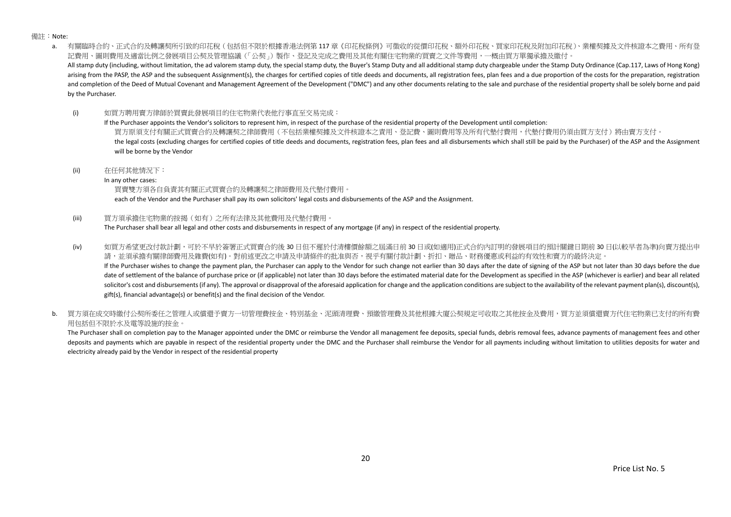備註：Note:

a. 有關臨時合約、正式合約及轉讓契所引致的印花稅（包括但不限於根據香港法例第 117 章《印花稅條例》可徵收的從價印花稅、額外印花稅、買家印花稅及附加印花稅）、業權契據及文件核證本之費用、所有登記費用、圖則費用及適當比例之發展項目公契及管理協議（「公契」）製作、登記及完成之費用及其他有關住宅物業的買賣之文件等費用，一概由買方單獨承擔及繳付。

All stamp duty (including, without limitation, the ad valorem stamp duty, the special stamp duty, the Buyer's Stamp Duty and all additional stamp duty chargeable under the Stamp Duty Ordinance (Cap.117, Laws of Hong Kong) arising from the PASP, the ASP and the subsequent Assignment(s), the charges for certified copies of title deeds and documents, all registration fees, plan fees and a due proportion of the costs for the preparation, registration and completion of the Deed of Mutual Covenant and Management Agreement of the Development ("DMC") and any other documents relating to the sale and purchase of the residential property shall be solely borne and paid by the Purchaser.

(i) 如買方聘用賣方律師於買賣此發展項目的住宅物業代表他行事直至交易完成：

If the Purchaser appoints the Vendor's solicitors to represent him, in respect of the purchase of the residential property of the Development until completion:

買方原須支付有關正式買賣合約及轉讓契之律師費用（不包括業權契據及文件核證本之責用、登記費、圖則費用等及所有代墊付費用，代墊付費用仍須由買方支付）將由賣方支付。

the legal costs (excluding charges for certified copies of title deeds and documents, registration fees, plan fees and all disbursements which shall still be paid by the Purchaser) of the ASP and the Assignment will be borne by the Vendor

(ii) 在任何其他情況下：

In any other cases:

買賣雙方須各自負責其有關正式買賣合約及轉讓契之律師費用及代墊付費用。

each of the Vendor and the Purchaser shall pay its own solicitors' legal costs and disbursements of the ASP and the Assignment.

(iii) 買方須承擔住宅物業的按揭（如有）之所有法律及其他費用及代墊付費用。

The Purchaser shall bear all legal and other costs and disbursements in respect of any mortgage (if any) in respect of the residential property.

(iv) 如買方希望更改付款計劃，可於不早於簽署正式買賣合約後 30 日但不遲於付清樓價餘額之屆滿日前 30 日或(如適用)正式合約內訂明的發展項目的預計關鍵日期前 30 日(以較早者為準)向賣方提出申請，並須承擔有關律師費用及雜費(如有)。對前述更改之申請及申請條件的批准與否，視乎有關付款計劃、折扣、贈品、財務優惠或利益的有效性和賣方的最終決定。

If the Purchaser wishes to change the payment plan, the Purchaser can apply to the Vendor for such change not earlier than 30 days after the date of signing of the ASP but not later than 30 days before the due date of settlement of the balance of purchase price or (if applicable) not later than 30 days before the estimated material date for the Development as specified in the ASP (whichever is earlier) and bear all related solicitor's cost and disbursements (if any). The approval or disapproval of the aforesaid application for change and the application conditions are subject to the availability of the relevant payment plan(s), discount(s), gift(s), financial advantage(s) or benefit(s) and the final decision of the Vendor.

b. 買方須在成交時繳付公契所委任之管理人或償還予賣方一切管理費按金、特別基金、泥頭清理費、預繳管理費及其他根據大廈公契規定可收取之其他按金及費用，買方並須償還賣方代住宅物業已支付的所有費用包括但不限於水及電等設施的按金。

The Purchaser shall on completion pay to the Manager appointed under the DMC or reimburse the Vendor all management fee deposits, special funds, debris removal fees, advance payments of management fees and other deposits and payments which are payable in respect of the residential property under the DMC and the Purchaser shall reimburse the Vendor for all payments including without limitation to utilities deposits for water and electricity already paid by the Vendor in respect of the residential property

Price List No. 5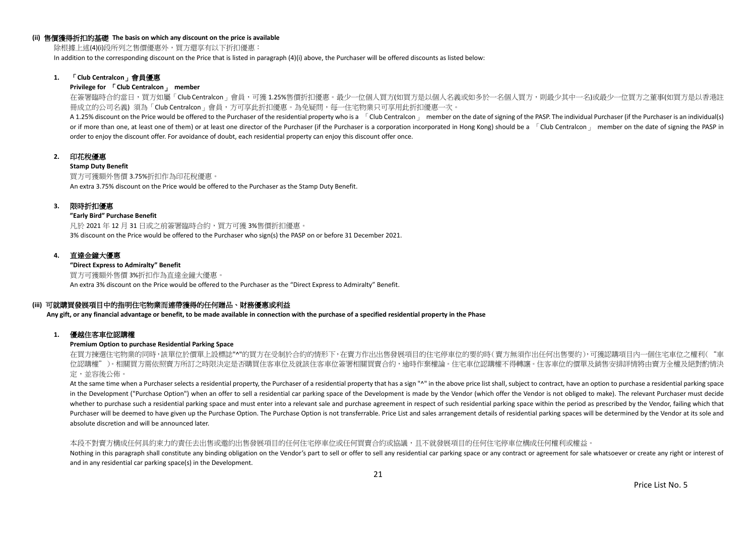**(ii) 售價獲得折扣的基礎 The basis on which any discount on the price is available**

除根據上述(4)(i)段所列之售價優惠外，買方還享有以下折扣優惠：

In addition to the corresponding discount on the Price that is listed in paragraph (4)(i) above, the Purchaser will be offered discounts as listed below:

**1. 「Club Centralcon」會員優惠**

**Privilege for 「Club Centralcon」 member**

在簽署臨時合約當日，買方如屬「Club Centralcon」會員，可獲 1.25%售價折扣優惠。最少一位個人買方(如買方是以個人名義或如多於一名個人買方，則最少其中一名)或最少一位買方之董事(如買方是以香港註冊成立的公司名義) 須為「Club Centralcon」會員，方可享此折扣優惠。為免疑問，每一住宅物業只可享用此折扣優惠一次。

A 1.25% discount on the Price would be offered to the Purchaser of the residential property who is a 「Club Centralcon」 member on the date of signing of the PASP. The individual Purchaser (if the Purchaser is an individual(s) or if more than one, at least one of them) or at least one director of the Purchaser (if the Purchaser is a corporation incorporated in Hong Kong) should be a 「Club Centralcon」 member on the date of signing the PASP in order to enjoy the discount offer. For avoidance of doubt, each residential property can enjoy this discount offer once.

**2. 印花稅優惠**

**Stamp Duty Benefit**

買方可獲額外售價 3.75%折扣作為印花稅優惠。

An extra 3.75% discount on the Price would be offered to the Purchaser as the Stamp Duty Benefit.

**3. 限時折扣優惠**

**"Early Bird" Purchase Benefit**

凡於 2021 年 12 月 31 日或之前簽署臨時合約，買方可獲 3%售價折扣優惠。

3% discount on the Price would be offered to the Purchaser who sign(s) the PASP on or before 31 December 2021.

**4. 直達金鐘大優惠**

**"Direct Express to Admiralty" Benefit**

買方可獲額外售價 3%折扣作為直達金鐘大優惠。

An extra 3% discount on the Price would be offered to the Purchaser as the "Direct Express to Admiralty" Benefit.

**(iii) 可就購買發展項目中的指明住宅物業而連帶獲得的任何贈品、財務優惠或利益**

**Any gift, or any financial advantage or benefit, to be made available in connection with the purchase of a specified residential property in the Phase**

**1. 優越住客車位認購權**

**Premium Option to purchase Residential Parking Space**

在買方揀選住宅物業的同時，該單位於價單上設標誌"^"的買方在受制於合約的情形下，在賣方作出出售發展項目的住宅停車位的要約時(賣方無須作出任何出售要約)，可獲認購項目內一個住宅車位之權利( "車位認購權" )。相關買方需依照賣方所訂之時限決定是否購買住客車位及就該住客車位簽署相關買賣合約，逾時作棄權論。住宅車位認購權不得轉讓。住客車位的價單及銷售安排詳情將由賣方全權及絕對酌情決定，並容後公佈。

At the same time when a Purchaser selects a residential property, the Purchaser of a residential property that has a sign "^" in the above price list shall, subject to contract, have an option to purchase a residential parking space in the Development ("Purchase Option") when an offer to sell a residential car parking space of the Development is made by the Vendor (which offer the Vendor is not obliged to make). The relevant Purchaser must decide whether to purchase such a residential parking space and must enter into a relevant sale and purchase agreement in respect of such residential parking space within the period as prescribed by the Vendor, failing which that Purchaser will be deemed to have given up the Purchase Option. The Purchase Option is not transferrable. Price List and sales arrangement details of residential parking spaces will be determined by the Vendor at its sole and absolute discretion and will be announced later.

本段不對賣方構成任何具約束力的責任去出售或邀約出售發展項目的任何住宅停車位或任何買賣合約或協議，且不就發展項目的任何住宅停車位構成任何權利或權益。

Nothing in this paragraph shall constitute any binding obligation on the Vendor's part to sell or offer to sell any residential car parking space or any contract or agreement for sale whatsoever or create any right or interest of and in any residential car parking space(s) in the Development.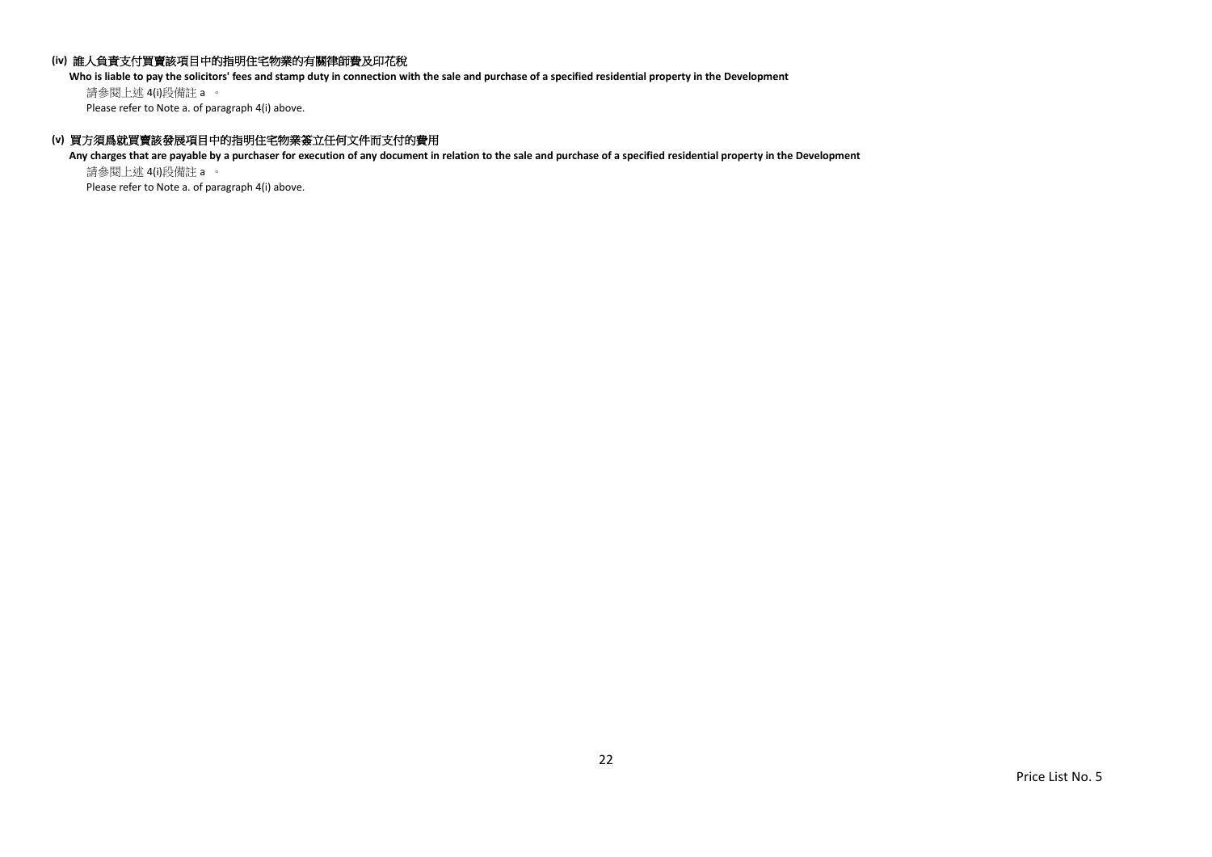**(iv) 誰人負責支付買賣該項目中的指明住宅物業的有關律師費及印花稅**

**Who is liable to pay the solicitors' fees and stamp duty in connection with the sale and purchase of a specified residential property in the Development**

請參閱上述 4(i)段備註 a 。

Please refer to Note a. of paragraph 4(i) above.

**(v) 買方須爲就買賣該發展項目中的指明住宅物業簽立任何文件而支付的費用**

**Any charges that are payable by a purchaser for execution of any document in relation to the sale and purchase of a specified residential property in the Development**

請參閱上述 4(i)段備註 a 。

Please refer to Note a. of paragraph 4(i) above.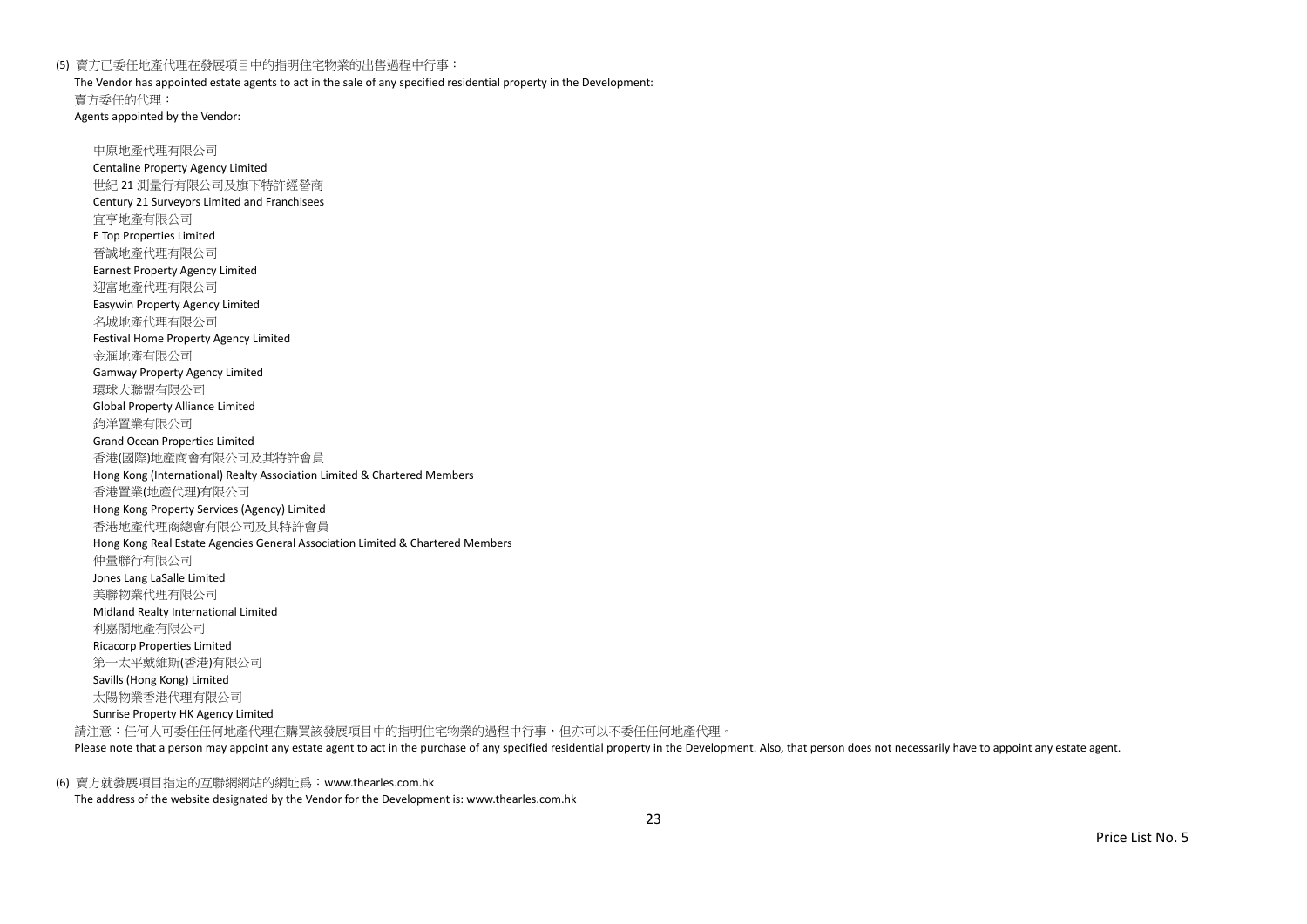(5) 賣方已委任地產代理在發展項目中的指明住宅物業的出售過程中行事：

The Vendor has appointed estate agents to act in the sale of any specified residential property in the Development:

賣方委任的代理：

Agents appointed by the Vendor:

中原地產代理有限公司
Centaline Property Agency Limited

世紀 21 測量行有限公司及旗下特許經營商
Century 21 Surveyors Limited and Franchisees

宜亨地產有限公司
E Top Properties Limited

晉誠地產代理有限公司
Earnest Property Agency Limited

迎富地產代理有限公司
Easywin Property Agency Limited

名城地產代理有限公司
Festival Home Property Agency Limited

金滙地產有限公司
Gamway Property Agency Limited

環球大聯盟有限公司
Global Property Alliance Limited

鈞洋置業有限公司
Grand Ocean Properties Limited

香港(國際)地產商會有限公司及其特許會員
Hong Kong (International) Realty Association Limited & Chartered Members

香港置業(地產代理)有限公司
Hong Kong Property Services (Agency) Limited

香港地產代理商總會有限公司及其特許會員
Hong Kong Real Estate Agencies General Association Limited & Chartered Members

仲量聯行有限公司
Jones Lang LaSalle Limited

美聯物業代理有限公司
Midland Realty International Limited

利嘉閣地產有限公司
Ricacorp Properties Limited

第一太平戴維斯(香港)有限公司
Savills (Hong Kong) Limited

太陽物業香港代理有限公司
Sunrise Property HK Agency Limited

請注意：任何人可委任任何地產代理在購買該發展項目中的指明住宅物業的過程中行事，但亦可以不委任任何地產代理。

Please note that a person may appoint any estate agent to act in the purchase of any specified residential property in the Development. Also, that person does not necessarily have to appoint any estate agent.

(6) 賣方就發展項目指定的互聯網網站的網址爲：www.thearles.com.hk

The address of the website designated by the Vendor for the Development is: www.thearles.com.hk

Price List No. 5